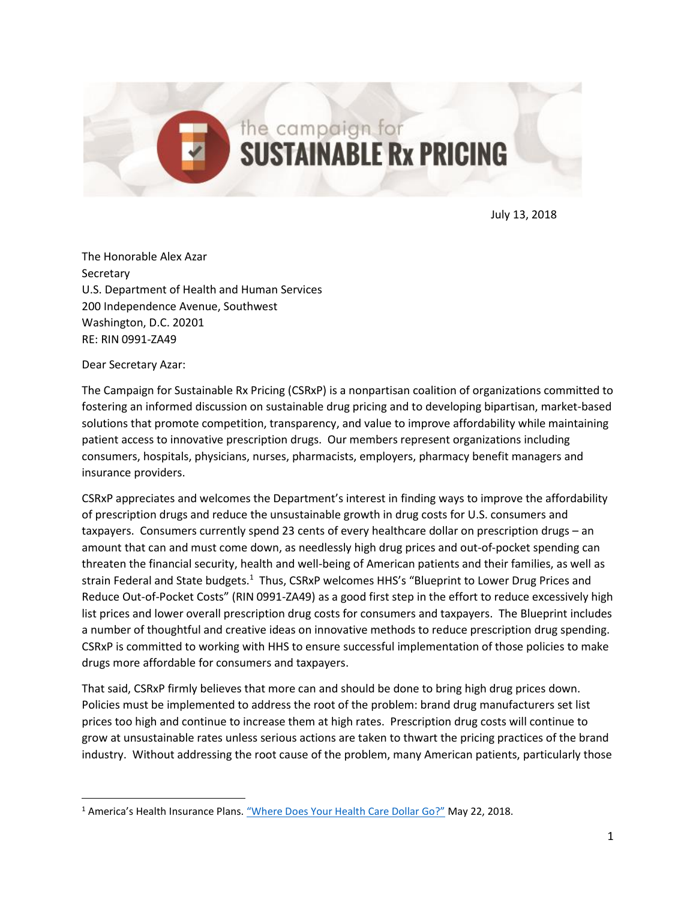# the campaign for SUSTAINABLE Rx PRICING

July 13, 2018

The Honorable Alex Azar
Secretary
U.S. Department of Health and Human Services
200 Independence Avenue, Southwest
Washington, D.C. 20201
RE: RIN 0991-ZA49

Dear Secretary Azar:

The Campaign for Sustainable Rx Pricing (CSRxP) is a nonpartisan coalition of organizations committed to fostering an informed discussion on sustainable drug pricing and to developing bipartisan, market-based solutions that promote competition, transparency, and value to improve affordability while maintaining patient access to innovative prescription drugs. Our members represent organizations including consumers, hospitals, physicians, nurses, pharmacists, employers, pharmacy benefit managers and insurance providers.

CSRxP appreciates and welcomes the Department's interest in finding ways to improve the affordability of prescription drugs and reduce the unsustainable growth in drug costs for U.S. consumers and taxpayers. Consumers currently spend 23 cents of every healthcare dollar on prescription drugs – an amount that can and must come down, as needlessly high drug prices and out-of-pocket spending can threaten the financial security, health and well-being of American patients and their families, as well as strain Federal and State budgets.[1] Thus, CSRxP welcomes HHS's "Blueprint to Lower Drug Prices and Reduce Out-of-Pocket Costs" (RIN 0991-ZA49) as a good first step in the effort to reduce excessively high list prices and lower overall prescription drug costs for consumers and taxpayers. The Blueprint includes a number of thoughtful and creative ideas on innovative methods to reduce prescription drug spending. CSRxP is committed to working with HHS to ensure successful implementation of those policies to make drugs more affordable for consumers and taxpayers.

That said, CSRxP firmly believes that more can and should be done to bring high drug prices down. Policies must be implemented to address the root of the problem: brand drug manufacturers set list prices too high and continue to increase them at high rates. Prescription drug costs will continue to grow at unsustainable rates unless serious actions are taken to thwart the pricing practices of the brand industry. Without addressing the root cause of the problem, many American patients, particularly those

[1] America's Health Insurance Plans. "Where Does Your Health Care Dollar Go?" May 22, 2018.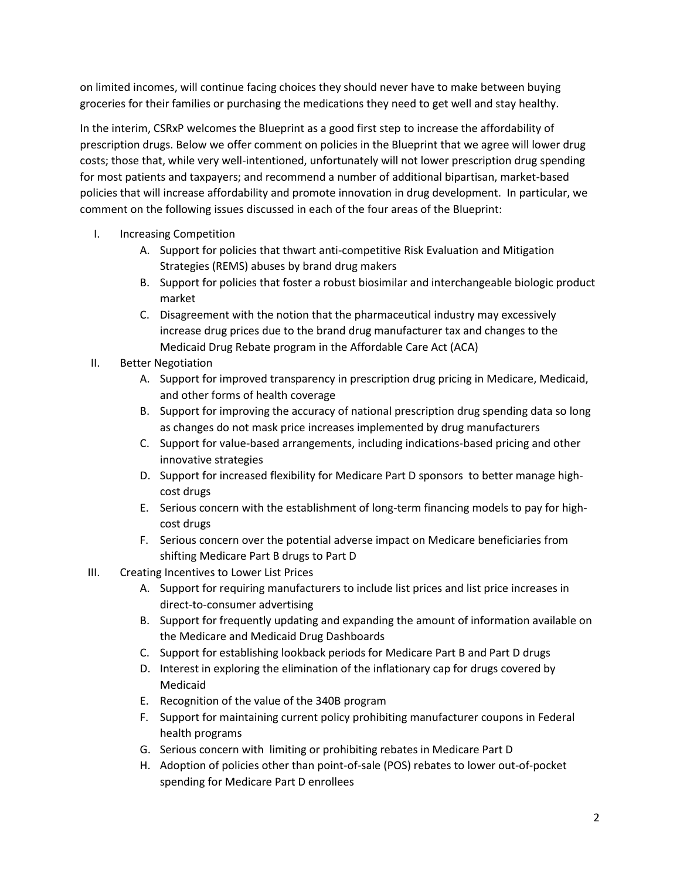on limited incomes, will continue facing choices they should never have to make between buying groceries for their families or purchasing the medications they need to get well and stay healthy.

In the interim, CSRxP welcomes the Blueprint as a good first step to increase the affordability of prescription drugs. Below we offer comment on policies in the Blueprint that we agree will lower drug costs; those that, while very well-intentioned, unfortunately will not lower prescription drug spending for most patients and taxpayers; and recommend a number of additional bipartisan, market-based policies that will increase affordability and promote innovation in drug development. In particular, we comment on the following issues discussed in each of the four areas of the Blueprint:

- I. Increasing Competition
  - A. Support for policies that thwart anti-competitive Risk Evaluation and Mitigation Strategies (REMS) abuses by brand drug makers
  - B. Support for policies that foster a robust biosimilar and interchangeable biologic product market
  - C. Disagreement with the notion that the pharmaceutical industry may excessively increase drug prices due to the brand drug manufacturer tax and changes to the Medicaid Drug Rebate program in the Affordable Care Act (ACA)
- II. Better Negotiation
  - A. Support for improved transparency in prescription drug pricing in Medicare, Medicaid, and other forms of health coverage
  - B. Support for improving the accuracy of national prescription drug spending data so long as changes do not mask price increases implemented by drug manufacturers
  - C. Support for value-based arrangements, including indications-based pricing and other innovative strategies
  - D. Support for increased flexibility for Medicare Part D sponsors to better manage high-cost drugs
  - E. Serious concern with the establishment of long-term financing models to pay for high-cost drugs
  - F. Serious concern over the potential adverse impact on Medicare beneficiaries from shifting Medicare Part B drugs to Part D
- III. Creating Incentives to Lower List Prices
  - A. Support for requiring manufacturers to include list prices and list price increases in direct-to-consumer advertising
  - B. Support for frequently updating and expanding the amount of information available on the Medicare and Medicaid Drug Dashboards
  - C. Support for establishing lookback periods for Medicare Part B and Part D drugs
  - D. Interest in exploring the elimination of the inflationary cap for drugs covered by Medicaid
  - E. Recognition of the value of the 340B program
  - F. Support for maintaining current policy prohibiting manufacturer coupons in Federal health programs
  - G. Serious concern with limiting or prohibiting rebates in Medicare Part D
  - H. Adoption of policies other than point-of-sale (POS) rebates to lower out-of-pocket spending for Medicare Part D enrollees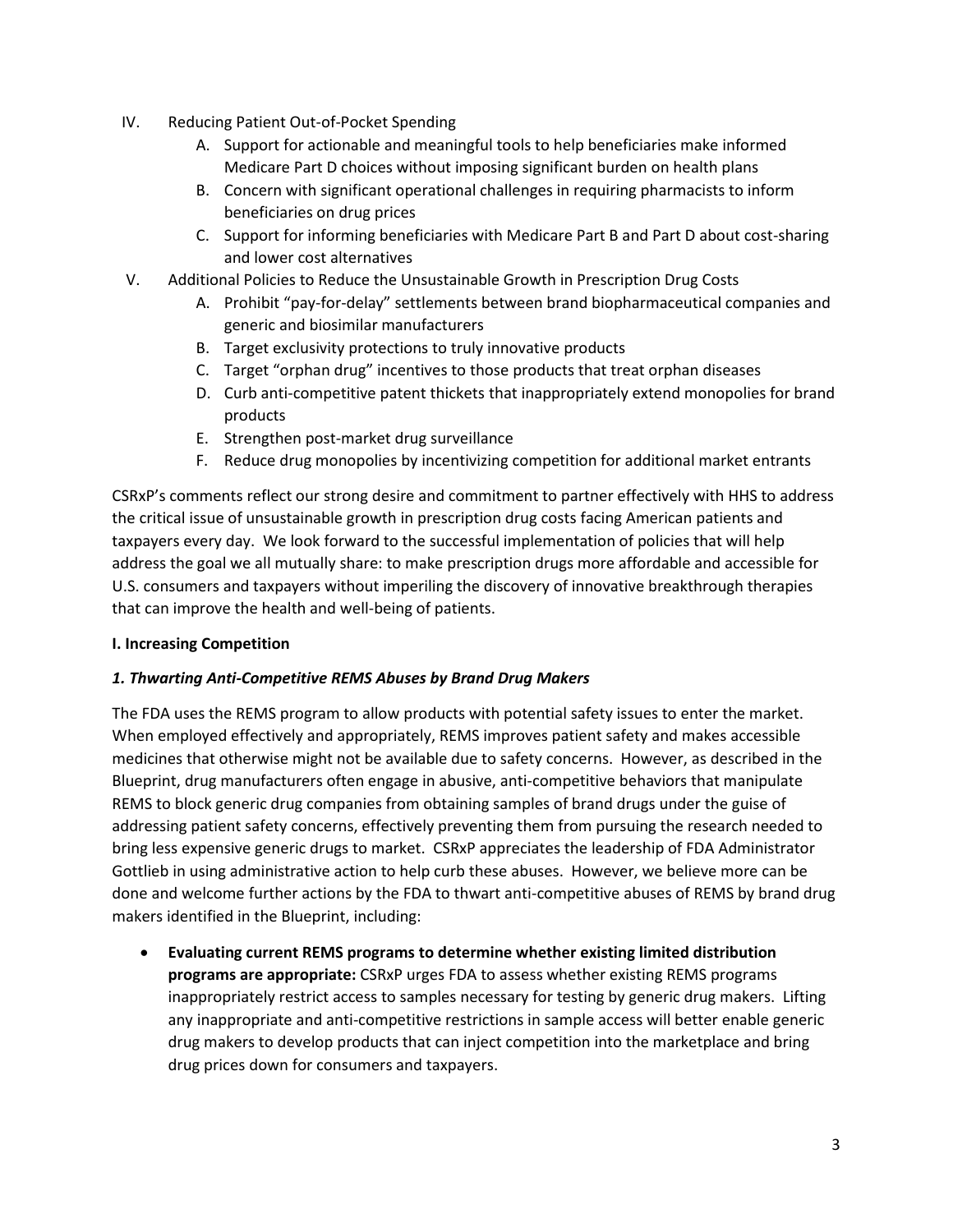IV. Reducing Patient Out-of-Pocket Spending
   A. Support for actionable and meaningful tools to help beneficiaries make informed Medicare Part D choices without imposing significant burden on health plans
   B. Concern with significant operational challenges in requiring pharmacists to inform beneficiaries on drug prices
   C. Support for informing beneficiaries with Medicare Part B and Part D about cost-sharing and lower cost alternatives

V. Additional Policies to Reduce the Unsustainable Growth in Prescription Drug Costs
   A. Prohibit "pay-for-delay" settlements between brand biopharmaceutical companies and generic and biosimilar manufacturers
   B. Target exclusivity protections to truly innovative products
   C. Target "orphan drug" incentives to those products that treat orphan diseases
   D. Curb anti-competitive patent thickets that inappropriately extend monopolies for brand products
   E. Strengthen post-market drug surveillance
   F. Reduce drug monopolies by incentivizing competition for additional market entrants

CSRxP's comments reflect our strong desire and commitment to partner effectively with HHS to address the critical issue of unsustainable growth in prescription drug costs facing American patients and taxpayers every day. We look forward to the successful implementation of policies that will help address the goal we all mutually share: to make prescription drugs more affordable and accessible for U.S. consumers and taxpayers without imperiling the discovery of innovative breakthrough therapies that can improve the health and well-being of patients.

**I. Increasing Competition**

***1. Thwarting Anti-Competitive REMS Abuses by Brand Drug Makers***

The FDA uses the REMS program to allow products with potential safety issues to enter the market. When employed effectively and appropriately, REMS improves patient safety and makes accessible medicines that otherwise might not be available due to safety concerns. However, as described in the Blueprint, drug manufacturers often engage in abusive, anti-competitive behaviors that manipulate REMS to block generic drug companies from obtaining samples of brand drugs under the guise of addressing patient safety concerns, effectively preventing them from pursuing the research needed to bring less expensive generic drugs to market. CSRxP appreciates the leadership of FDA Administrator Gottlieb in using administrative action to help curb these abuses. However, we believe more can be done and welcome further actions by the FDA to thwart anti-competitive abuses of REMS by brand drug makers identified in the Blueprint, including:

- **Evaluating current REMS programs to determine whether existing limited distribution programs are appropriate:** CSRxP urges FDA to assess whether existing REMS programs inappropriately restrict access to samples necessary for testing by generic drug makers. Lifting any inappropriate and anti-competitive restrictions in sample access will better enable generic drug makers to develop products that can inject competition into the marketplace and bring drug prices down for consumers and taxpayers.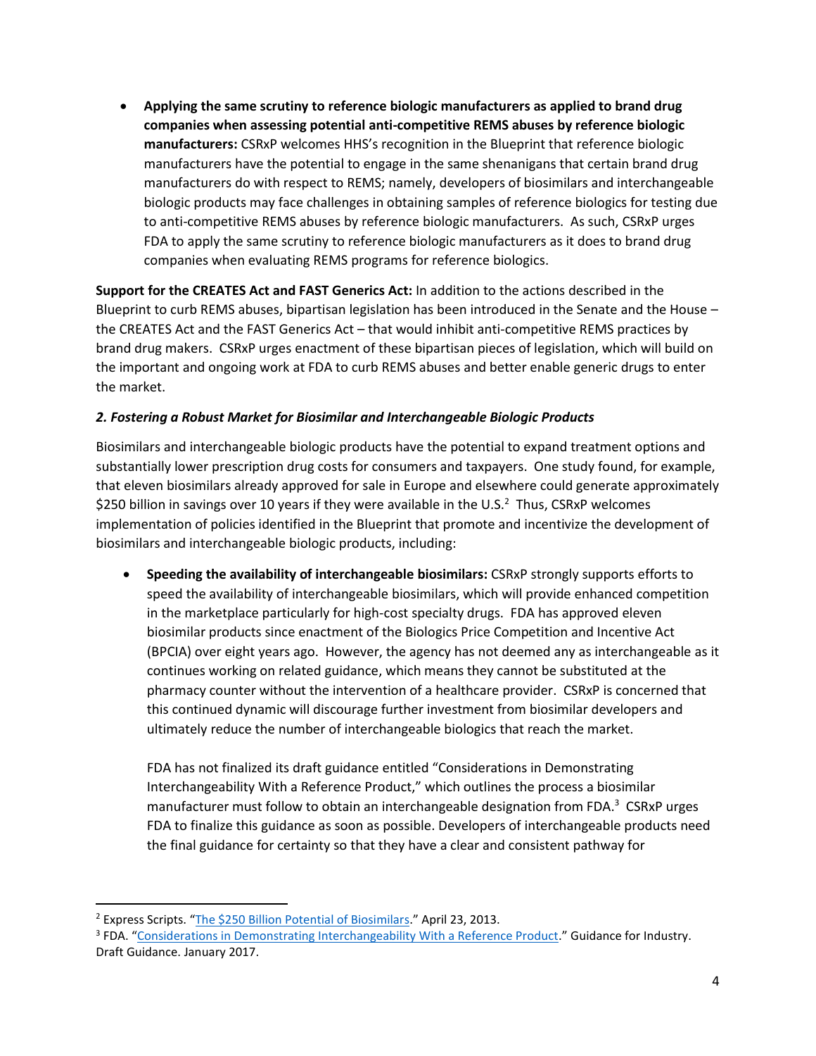- **Applying the same scrutiny to reference biologic manufacturers as applied to brand drug companies when assessing potential anti-competitive REMS abuses by reference biologic manufacturers:** CSRxP welcomes HHS's recognition in the Blueprint that reference biologic manufacturers have the potential to engage in the same shenanigans that certain brand drug manufacturers do with respect to REMS; namely, developers of biosimilars and interchangeable biologic products may face challenges in obtaining samples of reference biologics for testing due to anti-competitive REMS abuses by reference biologic manufacturers. As such, CSRxP urges FDA to apply the same scrutiny to reference biologic manufacturers as it does to brand drug companies when evaluating REMS programs for reference biologics.

**Support for the CREATES Act and FAST Generics Act:** In addition to the actions described in the Blueprint to curb REMS abuses, bipartisan legislation has been introduced in the Senate and the House – the CREATES Act and the FAST Generics Act – that would inhibit anti-competitive REMS practices by brand drug makers. CSRxP urges enactment of these bipartisan pieces of legislation, which will build on the important and ongoing work at FDA to curb REMS abuses and better enable generic drugs to enter the market.

### *2. Fostering a Robust Market for Biosimilar and Interchangeable Biologic Products*

Biosimilars and interchangeable biologic products have the potential to expand treatment options and substantially lower prescription drug costs for consumers and taxpayers. One study found, for example, that eleven biosimilars already approved for sale in Europe and elsewhere could generate approximately $250 billion in savings over 10 years if they were available in the U.S.[2] Thus, CSRxP welcomes implementation of policies identified in the Blueprint that promote and incentivize the development of biosimilars and interchangeable biologic products, including:

- **Speeding the availability of interchangeable biosimilars:** CSRxP strongly supports efforts to speed the availability of interchangeable biosimilars, which will provide enhanced competition in the marketplace particularly for high-cost specialty drugs. FDA has approved eleven biosimilar products since enactment of the Biologics Price Competition and Incentive Act (BPCIA) over eight years ago. However, the agency has not deemed any as interchangeable as it continues working on related guidance, which means they cannot be substituted at the pharmacy counter without the intervention of a healthcare provider. CSRxP is concerned that this continued dynamic will discourage further investment from biosimilar developers and ultimately reduce the number of interchangeable biologics that reach the market.

  FDA has not finalized its draft guidance entitled "Considerations in Demonstrating Interchangeability With a Reference Product," which outlines the process a biosimilar manufacturer must follow to obtain an interchangeable designation from FDA.[3] CSRxP urges FDA to finalize this guidance as soon as possible. Developers of interchangeable products need the final guidance for certainty so that they have a clear and consistent pathway for

---

[2] Express Scripts. "The $250 Billion Potential of Biosimilars." April 23, 2013.

[3] FDA. "Considerations in Demonstrating Interchangeability With a Reference Product." Guidance for Industry. Draft Guidance. January 2017.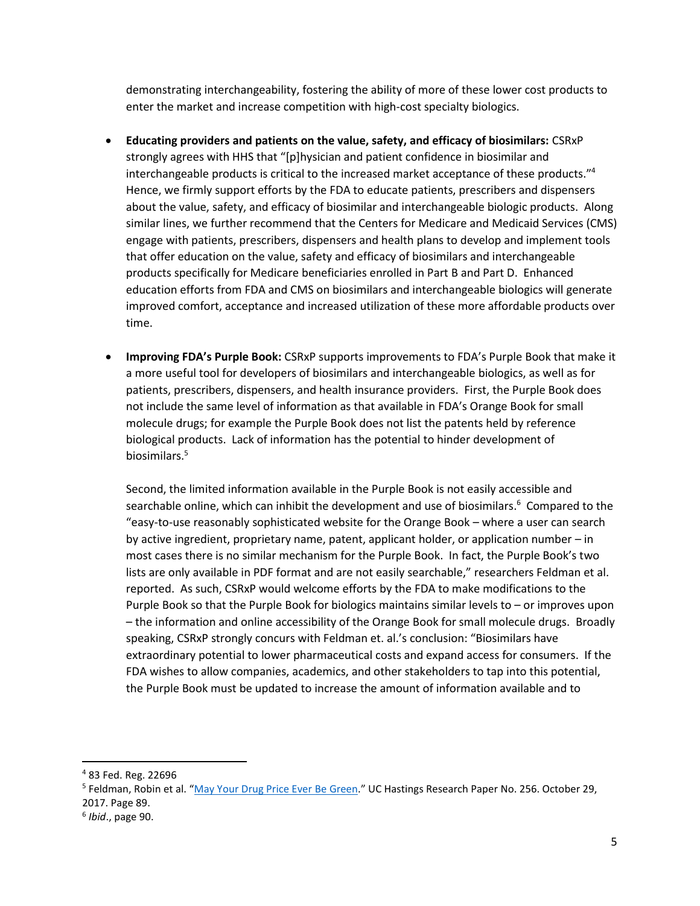demonstrating interchangeability, fostering the ability of more of these lower cost products to enter the market and increase competition with high-cost specialty biologics.

- **Educating providers and patients on the value, safety, and efficacy of biosimilars:** CSRxP strongly agrees with HHS that "[p]hysician and patient confidence in biosimilar and interchangeable products is critical to the increased market acceptance of these products."[4] Hence, we firmly support efforts by the FDA to educate patients, prescribers and dispensers about the value, safety, and efficacy of biosimilar and interchangeable biologic products. Along similar lines, we further recommend that the Centers for Medicare and Medicaid Services (CMS) engage with patients, prescribers, dispensers and health plans to develop and implement tools that offer education on the value, safety and efficacy of biosimilars and interchangeable products specifically for Medicare beneficiaries enrolled in Part B and Part D. Enhanced education efforts from FDA and CMS on biosimilars and interchangeable biologics will generate improved comfort, acceptance and increased utilization of these more affordable products over time.

- **Improving FDA's Purple Book:** CSRxP supports improvements to FDA's Purple Book that make it a more useful tool for developers of biosimilars and interchangeable biologics, as well as for patients, prescribers, dispensers, and health insurance providers. First, the Purple Book does not include the same level of information as that available in FDA's Orange Book for small molecule drugs; for example the Purple Book does not list the patents held by reference biological products. Lack of information has the potential to hinder development of biosimilars.[5]

  Second, the limited information available in the Purple Book is not easily accessible and searchable online, which can inhibit the development and use of biosimilars.[6] Compared to the "easy-to-use reasonably sophisticated website for the Orange Book – where a user can search by active ingredient, proprietary name, patent, applicant holder, or application number – in most cases there is no similar mechanism for the Purple Book. In fact, the Purple Book's two lists are only available in PDF format and are not easily searchable," researchers Feldman et al. reported. As such, CSRxP would welcome efforts by the FDA to make modifications to the Purple Book so that the Purple Book for biologics maintains similar levels to – or improves upon – the information and online accessibility of the Orange Book for small molecule drugs. Broadly speaking, CSRxP strongly concurs with Feldman et. al.'s conclusion: "Biosimilars have extraordinary potential to lower pharmaceutical costs and expand access for consumers. If the FDA wishes to allow companies, academics, and other stakeholders to tap into this potential, the Purple Book must be updated to increase the amount of information available and to

---

[4] 83 Fed. Reg. 22696

[5] Feldman, Robin et al. "May Your Drug Price Ever Be Green." UC Hastings Research Paper No. 256. October 29, 2017. Page 89.

[6] *Ibid*., page 90.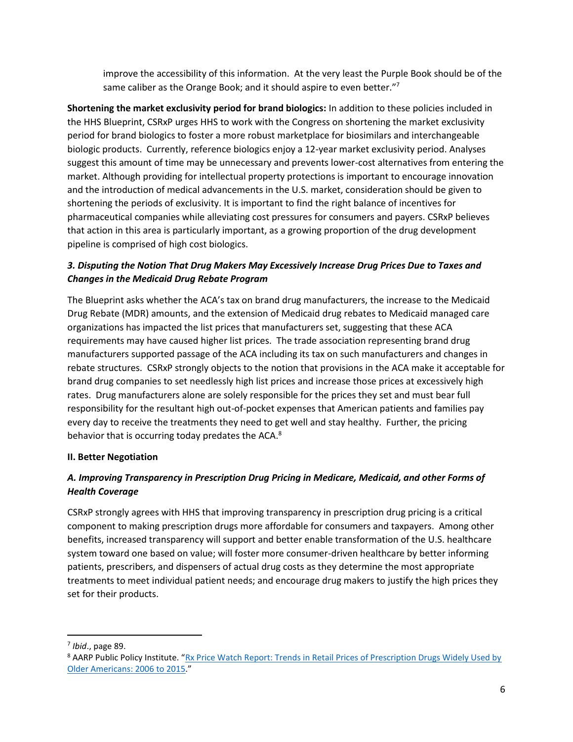improve the accessibility of this information. At the very least the Purple Book should be of the same caliber as the Orange Book; and it should aspire to even better."[7]

**Shortening the market exclusivity period for brand biologics:** In addition to these policies included in the HHS Blueprint, CSRxP urges HHS to work with the Congress on shortening the market exclusivity period for brand biologics to foster a more robust marketplace for biosimilars and interchangeable biologic products. Currently, reference biologics enjoy a 12-year market exclusivity period. Analyses suggest this amount of time may be unnecessary and prevents lower-cost alternatives from entering the market. Although providing for intellectual property protections is important to encourage innovation and the introduction of medical advancements in the U.S. market, consideration should be given to shortening the periods of exclusivity. It is important to find the right balance of incentives for pharmaceutical companies while alleviating cost pressures for consumers and payers. CSRxP believes that action in this area is particularly important, as a growing proportion of the drug development pipeline is comprised of high cost biologics.

### *3. Disputing the Notion That Drug Makers May Excessively Increase Drug Prices Due to Taxes and Changes in the Medicaid Drug Rebate Program*

The Blueprint asks whether the ACA's tax on brand drug manufacturers, the increase to the Medicaid Drug Rebate (MDR) amounts, and the extension of Medicaid drug rebates to Medicaid managed care organizations has impacted the list prices that manufacturers set, suggesting that these ACA requirements may have caused higher list prices. The trade association representing brand drug manufacturers supported passage of the ACA including its tax on such manufacturers and changes in rebate structures. CSRxP strongly objects to the notion that provisions in the ACA make it acceptable for brand drug companies to set needlessly high list prices and increase those prices at excessively high rates. Drug manufacturers alone are solely responsible for the prices they set and must bear full responsibility for the resultant high out-of-pocket expenses that American patients and families pay every day to receive the treatments they need to get well and stay healthy. Further, the pricing behavior that is occurring today predates the ACA.[8]

## II. Better Negotiation

### *A. Improving Transparency in Prescription Drug Pricing in Medicare, Medicaid, and other Forms of Health Coverage*

CSRxP strongly agrees with HHS that improving transparency in prescription drug pricing is a critical component to making prescription drugs more affordable for consumers and taxpayers. Among other benefits, increased transparency will support and better enable transformation of the U.S. healthcare system toward one based on value; will foster more consumer-driven healthcare by better informing patients, prescribers, and dispensers of actual drug costs as they determine the most appropriate treatments to meet individual patient needs; and encourage drug makers to justify the high prices they set for their products.

---

[7] *Ibid*., page 89.

[8] AARP Public Policy Institute. "Rx Price Watch Report: Trends in Retail Prices of Prescription Drugs Widely Used by Older Americans: 2006 to 2015."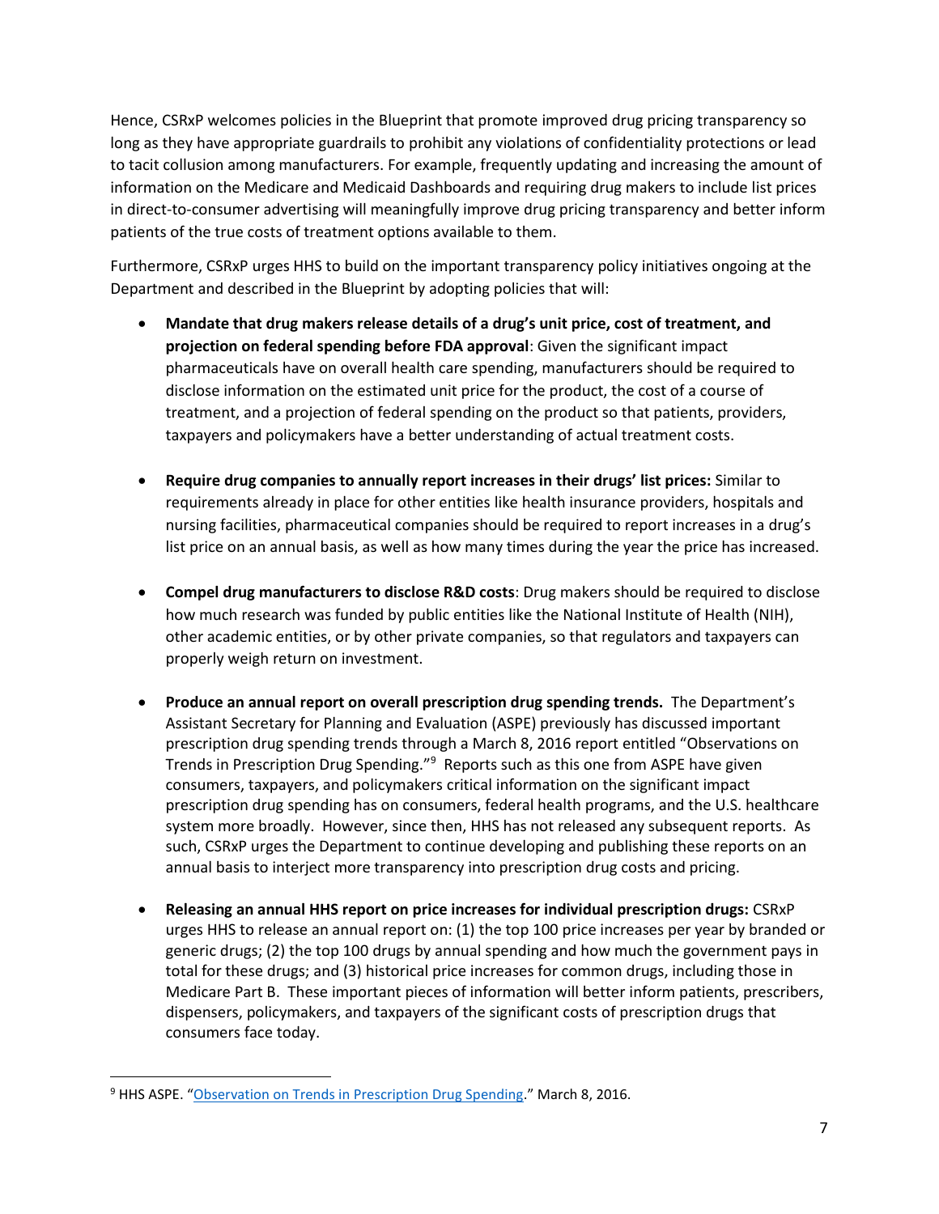Hence, CSRxP welcomes policies in the Blueprint that promote improved drug pricing transparency so long as they have appropriate guardrails to prohibit any violations of confidentiality protections or lead to tacit collusion among manufacturers. For example, frequently updating and increasing the amount of information on the Medicare and Medicaid Dashboards and requiring drug makers to include list prices in direct-to-consumer advertising will meaningfully improve drug pricing transparency and better inform patients of the true costs of treatment options available to them.

Furthermore, CSRxP urges HHS to build on the important transparency policy initiatives ongoing at the Department and described in the Blueprint by adopting policies that will:

- **Mandate that drug makers release details of a drug's unit price, cost of treatment, and projection on federal spending before FDA approval**: Given the significant impact pharmaceuticals have on overall health care spending, manufacturers should be required to disclose information on the estimated unit price for the product, the cost of a course of treatment, and a projection of federal spending on the product so that patients, providers, taxpayers and policymakers have a better understanding of actual treatment costs.

- **Require drug companies to annually report increases in their drugs' list prices:** Similar to requirements already in place for other entities like health insurance providers, hospitals and nursing facilities, pharmaceutical companies should be required to report increases in a drug's list price on an annual basis, as well as how many times during the year the price has increased.

- **Compel drug manufacturers to disclose R&D costs**: Drug makers should be required to disclose how much research was funded by public entities like the National Institute of Health (NIH), other academic entities, or by other private companies, so that regulators and taxpayers can properly weigh return on investment.

- **Produce an annual report on overall prescription drug spending trends.** The Department's Assistant Secretary for Planning and Evaluation (ASPE) previously has discussed important prescription drug spending trends through a March 8, 2016 report entitled "Observations on Trends in Prescription Drug Spending."[9] Reports such as this one from ASPE have given consumers, taxpayers, and policymakers critical information on the significant impact prescription drug spending has on consumers, federal health programs, and the U.S. healthcare system more broadly. However, since then, HHS has not released any subsequent reports. As such, CSRxP urges the Department to continue developing and publishing these reports on an annual basis to interject more transparency into prescription drug costs and pricing.

- **Releasing an annual HHS report on price increases for individual prescription drugs:** CSRxP urges HHS to release an annual report on: (1) the top 100 price increases per year by branded or generic drugs; (2) the top 100 drugs by annual spending and how much the government pays in total for these drugs; and (3) historical price increases for common drugs, including those in Medicare Part B. These important pieces of information will better inform patients, prescribers, dispensers, policymakers, and taxpayers of the significant costs of prescription drugs that consumers face today.

---

[9] HHS ASPE. "Observation on Trends in Prescription Drug Spending." March 8, 2016.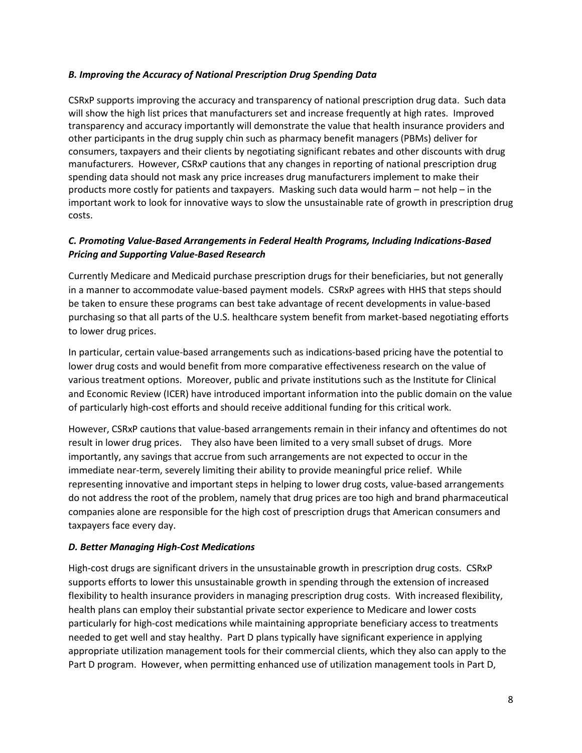### *B. Improving the Accuracy of National Prescription Drug Spending Data*

CSRxP supports improving the accuracy and transparency of national prescription drug data. Such data will show the high list prices that manufacturers set and increase frequently at high rates. Improved transparency and accuracy importantly will demonstrate the value that health insurance providers and other participants in the drug supply chin such as pharmacy benefit managers (PBMs) deliver for consumers, taxpayers and their clients by negotiating significant rebates and other discounts with drug manufacturers. However, CSRxP cautions that any changes in reporting of national prescription drug spending data should not mask any price increases drug manufacturers implement to make their products more costly for patients and taxpayers. Masking such data would harm – not help – in the important work to look for innovative ways to slow the unsustainable rate of growth in prescription drug costs.

### *C. Promoting Value-Based Arrangements in Federal Health Programs, Including Indications-Based Pricing and Supporting Value-Based Research*

Currently Medicare and Medicaid purchase prescription drugs for their beneficiaries, but not generally in a manner to accommodate value-based payment models. CSRxP agrees with HHS that steps should be taken to ensure these programs can best take advantage of recent developments in value-based purchasing so that all parts of the U.S. healthcare system benefit from market-based negotiating efforts to lower drug prices.

In particular, certain value-based arrangements such as indications-based pricing have the potential to lower drug costs and would benefit from more comparative effectiveness research on the value of various treatment options. Moreover, public and private institutions such as the Institute for Clinical and Economic Review (ICER) have introduced important information into the public domain on the value of particularly high-cost efforts and should receive additional funding for this critical work.

However, CSRxP cautions that value-based arrangements remain in their infancy and oftentimes do not result in lower drug prices. They also have been limited to a very small subset of drugs. More importantly, any savings that accrue from such arrangements are not expected to occur in the immediate near-term, severely limiting their ability to provide meaningful price relief. While representing innovative and important steps in helping to lower drug costs, value-based arrangements do not address the root of the problem, namely that drug prices are too high and brand pharmaceutical companies alone are responsible for the high cost of prescription drugs that American consumers and taxpayers face every day.

### *D. Better Managing High-Cost Medications*

High-cost drugs are significant drivers in the unsustainable growth in prescription drug costs. CSRxP supports efforts to lower this unsustainable growth in spending through the extension of increased flexibility to health insurance providers in managing prescription drug costs. With increased flexibility, health plans can employ their substantial private sector experience to Medicare and lower costs particularly for high-cost medications while maintaining appropriate beneficiary access to treatments needed to get well and stay healthy. Part D plans typically have significant experience in applying appropriate utilization management tools for their commercial clients, which they also can apply to the Part D program. However, when permitting enhanced use of utilization management tools in Part D,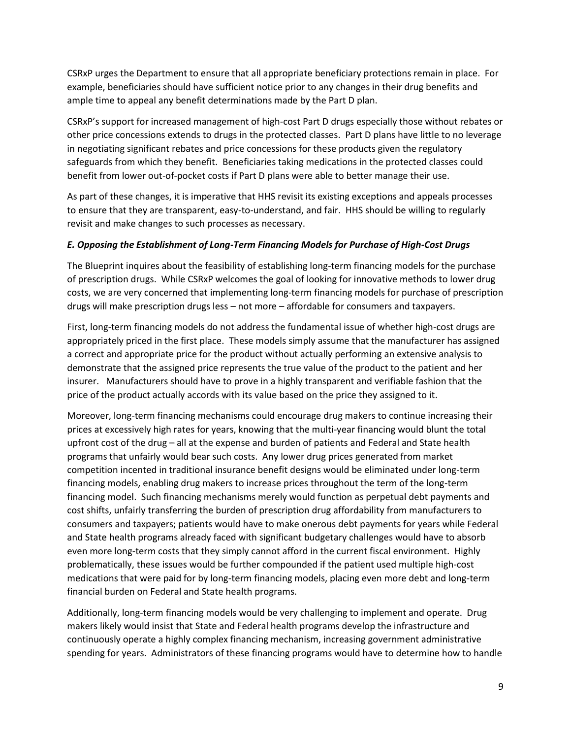CSRxP urges the Department to ensure that all appropriate beneficiary protections remain in place. For example, beneficiaries should have sufficient notice prior to any changes in their drug benefits and ample time to appeal any benefit determinations made by the Part D plan.

CSRxP's support for increased management of high-cost Part D drugs especially those without rebates or other price concessions extends to drugs in the protected classes. Part D plans have little to no leverage in negotiating significant rebates and price concessions for these products given the regulatory safeguards from which they benefit. Beneficiaries taking medications in the protected classes could benefit from lower out-of-pocket costs if Part D plans were able to better manage their use.

As part of these changes, it is imperative that HHS revisit its existing exceptions and appeals processes to ensure that they are transparent, easy-to-understand, and fair. HHS should be willing to regularly revisit and make changes to such processes as necessary.

### *E. Opposing the Establishment of Long-Term Financing Models for Purchase of High-Cost Drugs*

The Blueprint inquires about the feasibility of establishing long-term financing models for the purchase of prescription drugs. While CSRxP welcomes the goal of looking for innovative methods to lower drug costs, we are very concerned that implementing long-term financing models for purchase of prescription drugs will make prescription drugs less – not more – affordable for consumers and taxpayers.

First, long-term financing models do not address the fundamental issue of whether high-cost drugs are appropriately priced in the first place. These models simply assume that the manufacturer has assigned a correct and appropriate price for the product without actually performing an extensive analysis to demonstrate that the assigned price represents the true value of the product to the patient and her insurer. Manufacturers should have to prove in a highly transparent and verifiable fashion that the price of the product actually accords with its value based on the price they assigned to it.

Moreover, long-term financing mechanisms could encourage drug makers to continue increasing their prices at excessively high rates for years, knowing that the multi-year financing would blunt the total upfront cost of the drug – all at the expense and burden of patients and Federal and State health programs that unfairly would bear such costs. Any lower drug prices generated from market competition incented in traditional insurance benefit designs would be eliminated under long-term financing models, enabling drug makers to increase prices throughout the term of the long-term financing model. Such financing mechanisms merely would function as perpetual debt payments and cost shifts, unfairly transferring the burden of prescription drug affordability from manufacturers to consumers and taxpayers; patients would have to make onerous debt payments for years while Federal and State health programs already faced with significant budgetary challenges would have to absorb even more long-term costs that they simply cannot afford in the current fiscal environment. Highly problematically, these issues would be further compounded if the patient used multiple high-cost medications that were paid for by long-term financing models, placing even more debt and long-term financial burden on Federal and State health programs.

Additionally, long-term financing models would be very challenging to implement and operate. Drug makers likely would insist that State and Federal health programs develop the infrastructure and continuously operate a highly complex financing mechanism, increasing government administrative spending for years. Administrators of these financing programs would have to determine how to handle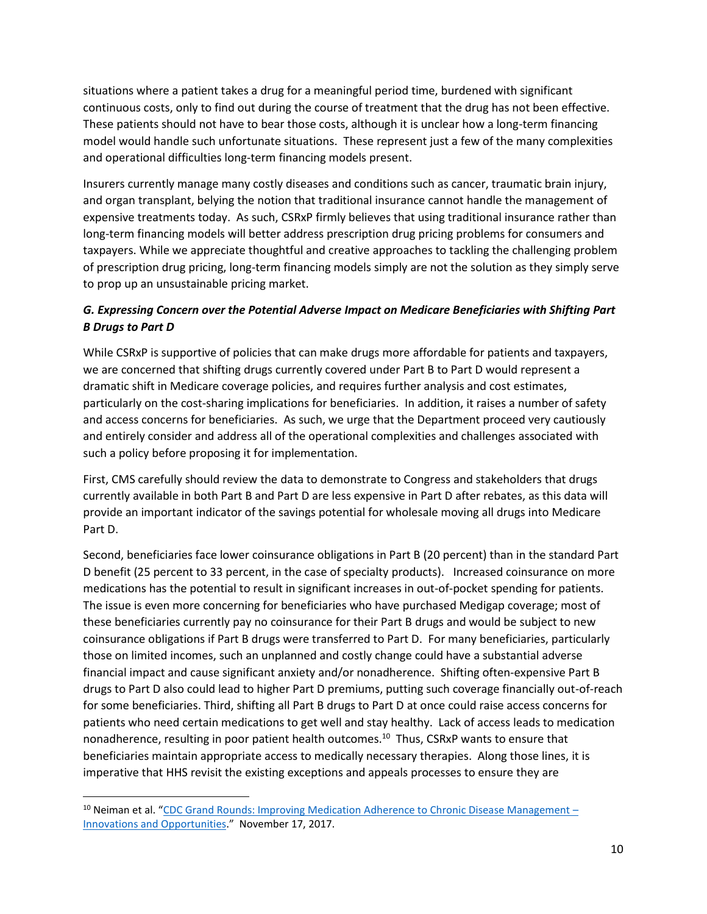situations where a patient takes a drug for a meaningful period time, burdened with significant continuous costs, only to find out during the course of treatment that the drug has not been effective. These patients should not have to bear those costs, although it is unclear how a long-term financing model would handle such unfortunate situations. These represent just a few of the many complexities and operational difficulties long-term financing models present.

Insurers currently manage many costly diseases and conditions such as cancer, traumatic brain injury, and organ transplant, belying the notion that traditional insurance cannot handle the management of expensive treatments today. As such, CSRxP firmly believes that using traditional insurance rather than long-term financing models will better address prescription drug pricing problems for consumers and taxpayers. While we appreciate thoughtful and creative approaches to tackling the challenging problem of prescription drug pricing, long-term financing models simply are not the solution as they simply serve to prop up an unsustainable pricing market.

***G. Expressing Concern over the Potential Adverse Impact on Medicare Beneficiaries with Shifting Part B Drugs to Part D***

While CSRxP is supportive of policies that can make drugs more affordable for patients and taxpayers, we are concerned that shifting drugs currently covered under Part B to Part D would represent a dramatic shift in Medicare coverage policies, and requires further analysis and cost estimates, particularly on the cost-sharing implications for beneficiaries. In addition, it raises a number of safety and access concerns for beneficiaries. As such, we urge that the Department proceed very cautiously and entirely consider and address all of the operational complexities and challenges associated with such a policy before proposing it for implementation.

First, CMS carefully should review the data to demonstrate to Congress and stakeholders that drugs currently available in both Part B and Part D are less expensive in Part D after rebates, as this data will provide an important indicator of the savings potential for wholesale moving all drugs into Medicare Part D.

Second, beneficiaries face lower coinsurance obligations in Part B (20 percent) than in the standard Part D benefit (25 percent to 33 percent, in the case of specialty products). Increased coinsurance on more medications has the potential to result in significant increases in out-of-pocket spending for patients. The issue is even more concerning for beneficiaries who have purchased Medigap coverage; most of these beneficiaries currently pay no coinsurance for their Part B drugs and would be subject to new coinsurance obligations if Part B drugs were transferred to Part D. For many beneficiaries, particularly those on limited incomes, such an unplanned and costly change could have a substantial adverse financial impact and cause significant anxiety and/or nonadherence. Shifting often-expensive Part B drugs to Part D also could lead to higher Part D premiums, putting such coverage financially out-of-reach for some beneficiaries. Third, shifting all Part B drugs to Part D at once could raise access concerns for patients who need certain medications to get well and stay healthy. Lack of access leads to medication nonadherence, resulting in poor patient health outcomes.[10] Thus, CSRxP wants to ensure that beneficiaries maintain appropriate access to medically necessary therapies. Along those lines, it is imperative that HHS revisit the existing exceptions and appeals processes to ensure they are

---

[10] Neiman et al. "CDC Grand Rounds: Improving Medication Adherence to Chronic Disease Management – Innovations and Opportunities." November 17, 2017.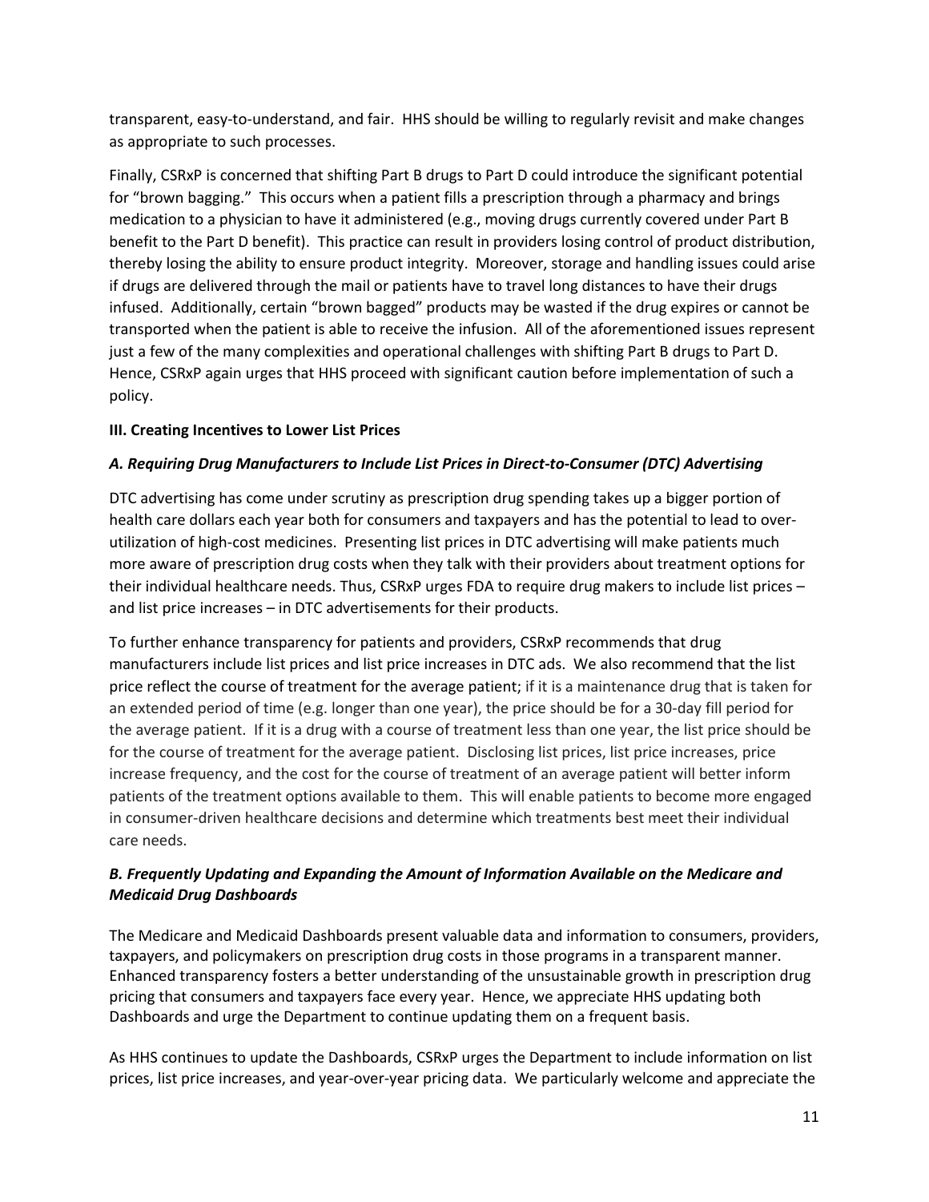transparent, easy-to-understand, and fair. HHS should be willing to regularly revisit and make changes as appropriate to such processes.

Finally, CSRxP is concerned that shifting Part B drugs to Part D could introduce the significant potential for "brown bagging." This occurs when a patient fills a prescription through a pharmacy and brings medication to a physician to have it administered (e.g., moving drugs currently covered under Part B benefit to the Part D benefit). This practice can result in providers losing control of product distribution, thereby losing the ability to ensure product integrity. Moreover, storage and handling issues could arise if drugs are delivered through the mail or patients have to travel long distances to have their drugs infused. Additionally, certain "brown bagged" products may be wasted if the drug expires or cannot be transported when the patient is able to receive the infusion. All of the aforementioned issues represent just a few of the many complexities and operational challenges with shifting Part B drugs to Part D. Hence, CSRxP again urges that HHS proceed with significant caution before implementation of such a policy.

**III. Creating Incentives to Lower List Prices**

***A. Requiring Drug Manufacturers to Include List Prices in Direct-to-Consumer (DTC) Advertising***

DTC advertising has come under scrutiny as prescription drug spending takes up a bigger portion of health care dollars each year both for consumers and taxpayers and has the potential to lead to over-utilization of high-cost medicines. Presenting list prices in DTC advertising will make patients much more aware of prescription drug costs when they talk with their providers about treatment options for their individual healthcare needs. Thus, CSRxP urges FDA to require drug makers to include list prices – and list price increases – in DTC advertisements for their products.

To further enhance transparency for patients and providers, CSRxP recommends that drug manufacturers include list prices and list price increases in DTC ads. We also recommend that the list price reflect the course of treatment for the average patient; if it is a maintenance drug that is taken for an extended period of time (e.g. longer than one year), the price should be for a 30-day fill period for the average patient. If it is a drug with a course of treatment less than one year, the list price should be for the course of treatment for the average patient. Disclosing list prices, list price increases, price increase frequency, and the cost for the course of treatment of an average patient will better inform patients of the treatment options available to them. This will enable patients to become more engaged in consumer-driven healthcare decisions and determine which treatments best meet their individual care needs.

***B. Frequently Updating and Expanding the Amount of Information Available on the Medicare and Medicaid Drug Dashboards***

The Medicare and Medicaid Dashboards present valuable data and information to consumers, providers, taxpayers, and policymakers on prescription drug costs in those programs in a transparent manner. Enhanced transparency fosters a better understanding of the unsustainable growth in prescription drug pricing that consumers and taxpayers face every year. Hence, we appreciate HHS updating both Dashboards and urge the Department to continue updating them on a frequent basis.

As HHS continues to update the Dashboards, CSRxP urges the Department to include information on list prices, list price increases, and year-over-year pricing data. We particularly welcome and appreciate the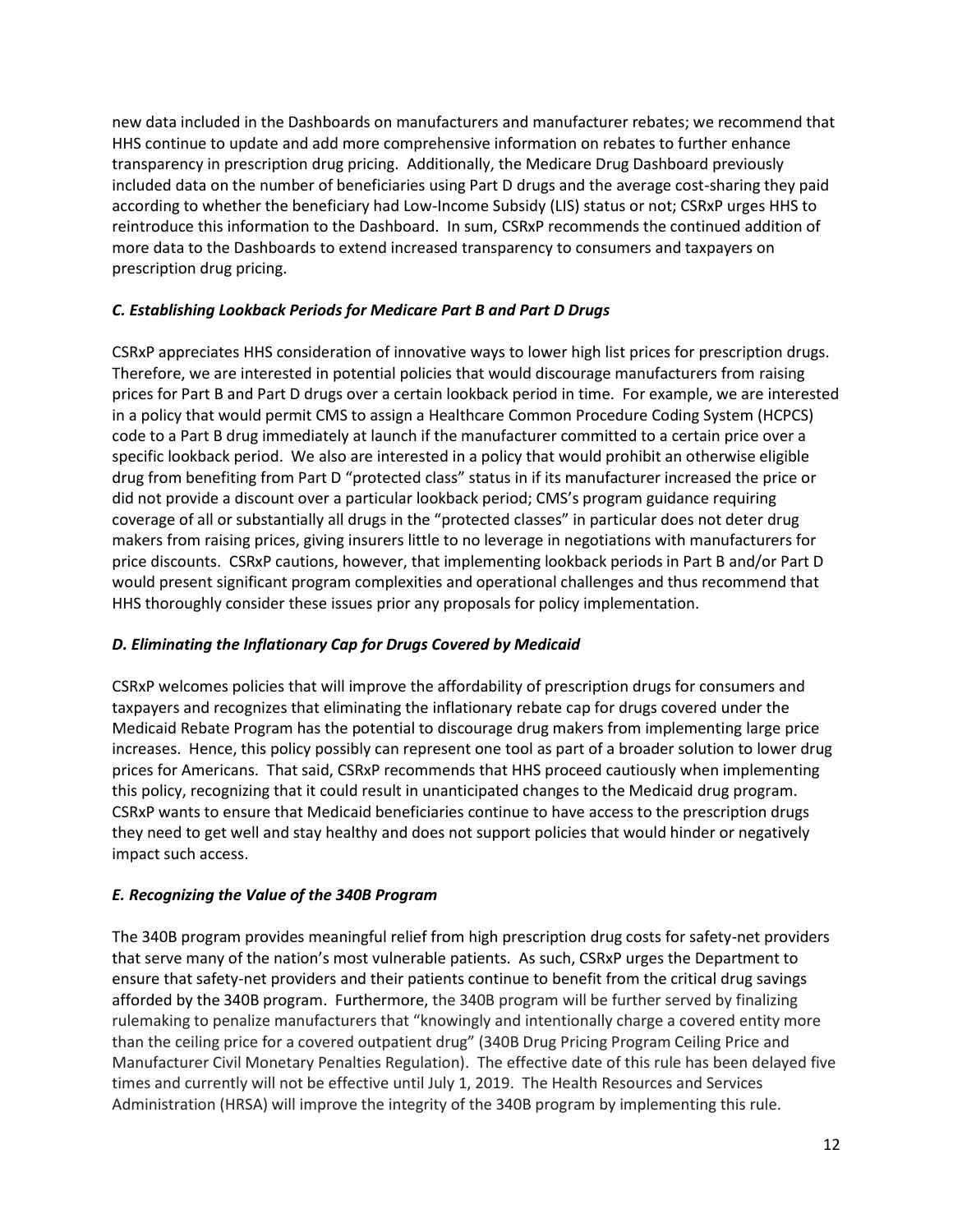new data included in the Dashboards on manufacturers and manufacturer rebates; we recommend that HHS continue to update and add more comprehensive information on rebates to further enhance transparency in prescription drug pricing. Additionally, the Medicare Drug Dashboard previously included data on the number of beneficiaries using Part D drugs and the average cost-sharing they paid according to whether the beneficiary had Low-Income Subsidy (LIS) status or not; CSRxP urges HHS to reintroduce this information to the Dashboard. In sum, CSRxP recommends the continued addition of more data to the Dashboards to extend increased transparency to consumers and taxpayers on prescription drug pricing.

### *C. Establishing Lookback Periods for Medicare Part B and Part D Drugs*

CSRxP appreciates HHS consideration of innovative ways to lower high list prices for prescription drugs. Therefore, we are interested in potential policies that would discourage manufacturers from raising prices for Part B and Part D drugs over a certain lookback period in time. For example, we are interested in a policy that would permit CMS to assign a Healthcare Common Procedure Coding System (HCPCS) code to a Part B drug immediately at launch if the manufacturer committed to a certain price over a specific lookback period. We also are interested in a policy that would prohibit an otherwise eligible drug from benefiting from Part D "protected class" status in if its manufacturer increased the price or did not provide a discount over a particular lookback period; CMS's program guidance requiring coverage of all or substantially all drugs in the "protected classes" in particular does not deter drug makers from raising prices, giving insurers little to no leverage in negotiations with manufacturers for price discounts. CSRxP cautions, however, that implementing lookback periods in Part B and/or Part D would present significant program complexities and operational challenges and thus recommend that HHS thoroughly consider these issues prior any proposals for policy implementation.

### *D. Eliminating the Inflationary Cap for Drugs Covered by Medicaid*

CSRxP welcomes policies that will improve the affordability of prescription drugs for consumers and taxpayers and recognizes that eliminating the inflationary rebate cap for drugs covered under the Medicaid Rebate Program has the potential to discourage drug makers from implementing large price increases. Hence, this policy possibly can represent one tool as part of a broader solution to lower drug prices for Americans. That said, CSRxP recommends that HHS proceed cautiously when implementing this policy, recognizing that it could result in unanticipated changes to the Medicaid drug program. CSRxP wants to ensure that Medicaid beneficiaries continue to have access to the prescription drugs they need to get well and stay healthy and does not support policies that would hinder or negatively impact such access.

### *E. Recognizing the Value of the 340B Program*

The 340B program provides meaningful relief from high prescription drug costs for safety-net providers that serve many of the nation's most vulnerable patients. As such, CSRxP urges the Department to ensure that safety-net providers and their patients continue to benefit from the critical drug savings afforded by the 340B program. Furthermore, the 340B program will be further served by finalizing rulemaking to penalize manufacturers that "knowingly and intentionally charge a covered entity more than the ceiling price for a covered outpatient drug" (340B Drug Pricing Program Ceiling Price and Manufacturer Civil Monetary Penalties Regulation). The effective date of this rule has been delayed five times and currently will not be effective until July 1, 2019. The Health Resources and Services Administration (HRSA) will improve the integrity of the 340B program by implementing this rule.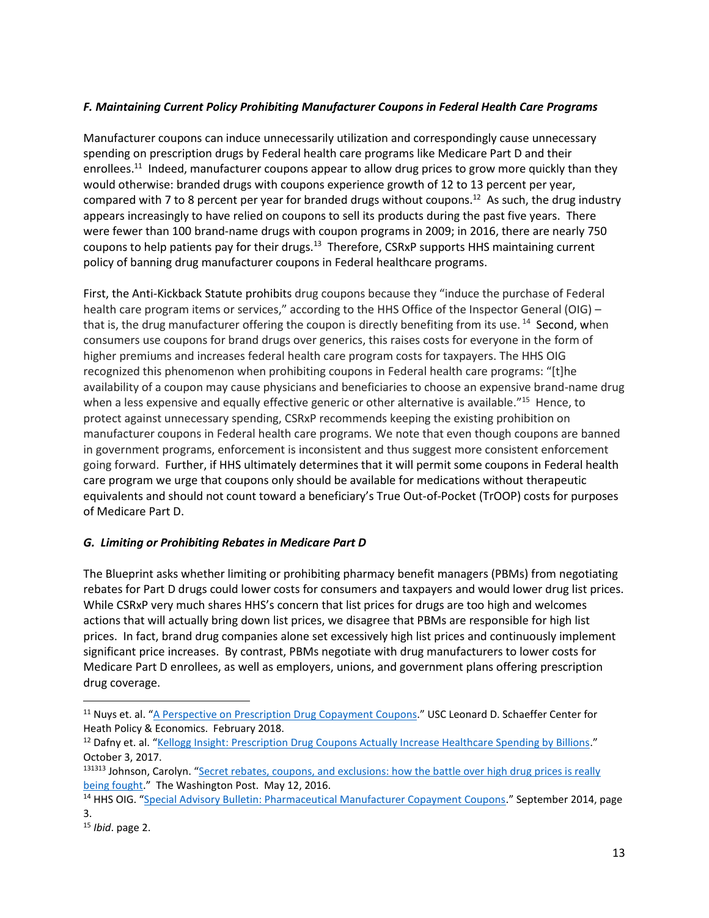### *F. Maintaining Current Policy Prohibiting Manufacturer Coupons in Federal Health Care Programs*

Manufacturer coupons can induce unnecessarily utilization and correspondingly cause unnecessary spending on prescription drugs by Federal health care programs like Medicare Part D and their enrollees.[11] Indeed, manufacturer coupons appear to allow drug prices to grow more quickly than they would otherwise: branded drugs with coupons experience growth of 12 to 13 percent per year, compared with 7 to 8 percent per year for branded drugs without coupons.[12] As such, the drug industry appears increasingly to have relied on coupons to sell its products during the past five years. There were fewer than 100 brand-name drugs with coupon programs in 2009; in 2016, there are nearly 750 coupons to help patients pay for their drugs.[13] Therefore, CSRxP supports HHS maintaining current policy of banning drug manufacturer coupons in Federal healthcare programs.

First, the Anti-Kickback Statute prohibits drug coupons because they "induce the purchase of Federal health care program items or services," according to the HHS Office of the Inspector General (OIG) – that is, the drug manufacturer offering the coupon is directly benefiting from its use.[14] Second, when consumers use coupons for brand drugs over generics, this raises costs for everyone in the form of higher premiums and increases federal health care program costs for taxpayers. The HHS OIG recognized this phenomenon when prohibiting coupons in Federal health care programs: "[t]he availability of a coupon may cause physicians and beneficiaries to choose an expensive brand-name drug when a less expensive and equally effective generic or other alternative is available."[15] Hence, to protect against unnecessary spending, CSRxP recommends keeping the existing prohibition on manufacturer coupons in Federal health care programs. We note that even though coupons are banned in government programs, enforcement is inconsistent and thus suggest more consistent enforcement going forward. Further, if HHS ultimately determines that it will permit some coupons in Federal health care program we urge that coupons only should be available for medications without therapeutic equivalents and should not count toward a beneficiary's True Out-of-Pocket (TrOOP) costs for purposes of Medicare Part D.

### *G. Limiting or Prohibiting Rebates in Medicare Part D*

The Blueprint asks whether limiting or prohibiting pharmacy benefit managers (PBMs) from negotiating rebates for Part D drugs could lower costs for consumers and taxpayers and would lower drug list prices. While CSRxP very much shares HHS's concern that list prices for drugs are too high and welcomes actions that will actually bring down list prices, we disagree that PBMs are responsible for high list prices. In fact, brand drug companies alone set excessively high list prices and continuously implement significant price increases. By contrast, PBMs negotiate with drug manufacturers to lower costs for Medicare Part D enrollees, as well as employers, unions, and government plans offering prescription drug coverage.

---

[11] Nuys et. al. "A Perspective on Prescription Drug Copayment Coupons." USC Leonard D. Schaeffer Center for Heath Policy & Economics. February 2018.

[12] Dafny et. al. "Kellogg Insight: Prescription Drug Coupons Actually Increase Healthcare Spending by Billions." October 3, 2017.

[131313] Johnson, Carolyn. "Secret rebates, coupons, and exclusions: how the battle over high drug prices is really being fought." The Washington Post. May 12, 2016.

[14] HHS OIG. "Special Advisory Bulletin: Pharmaceutical Manufacturer Copayment Coupons." September 2014, page 3.

[15] *Ibid*. page 2.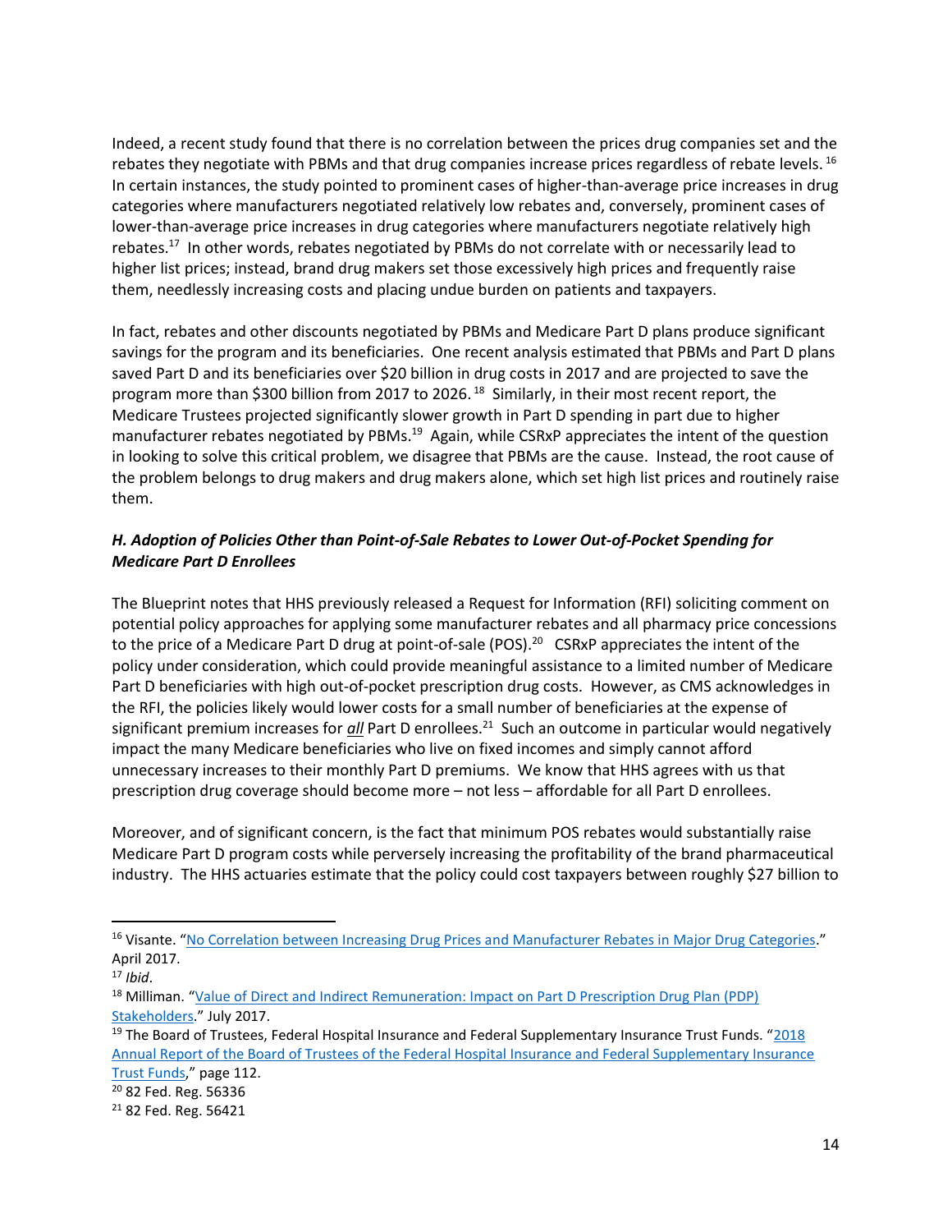Indeed, a recent study found that there is no correlation between the prices drug companies set and the rebates they negotiate with PBMs and that drug companies increase prices regardless of rebate levels.[16] In certain instances, the study pointed to prominent cases of higher-than-average price increases in drug categories where manufacturers negotiated relatively low rebates and, conversely, prominent cases of lower-than-average price increases in drug categories where manufacturers negotiate relatively high rebates.[17] In other words, rebates negotiated by PBMs do not correlate with or necessarily lead to higher list prices; instead, brand drug makers set those excessively high prices and frequently raise them, needlessly increasing costs and placing undue burden on patients and taxpayers.

In fact, rebates and other discounts negotiated by PBMs and Medicare Part D plans produce significant savings for the program and its beneficiaries. One recent analysis estimated that PBMs and Part D plans saved Part D and its beneficiaries over $20 billion in drug costs in 2017 and are projected to save the program more than $300 billion from 2017 to 2026.[18] Similarly, in their most recent report, the Medicare Trustees projected significantly slower growth in Part D spending in part due to higher manufacturer rebates negotiated by PBMs.[19] Again, while CSRxP appreciates the intent of the question in looking to solve this critical problem, we disagree that PBMs are the cause. Instead, the root cause of the problem belongs to drug makers and drug makers alone, which set high list prices and routinely raise them.

### *H. Adoption of Policies Other than Point-of-Sale Rebates to Lower Out-of-Pocket Spending for Medicare Part D Enrollees*

The Blueprint notes that HHS previously released a Request for Information (RFI) soliciting comment on potential policy approaches for applying some manufacturer rebates and all pharmacy price concessions to the price of a Medicare Part D drug at point-of-sale (POS).[20] CSRxP appreciates the intent of the policy under consideration, which could provide meaningful assistance to a limited number of Medicare Part D beneficiaries with high out-of-pocket prescription drug costs. However, as CMS acknowledges in the RFI, the policies likely would lower costs for a small number of beneficiaries at the expense of significant premium increases for ***all*** Part D enrollees.[21] Such an outcome in particular would negatively impact the many Medicare beneficiaries who live on fixed incomes and simply cannot afford unnecessary increases to their monthly Part D premiums. We know that HHS agrees with us that prescription drug coverage should become more – not less – affordable for all Part D enrollees.

Moreover, and of significant concern, is the fact that minimum POS rebates would substantially raise Medicare Part D program costs while perversely increasing the profitability of the brand pharmaceutical industry. The HHS actuaries estimate that the policy could cost taxpayers between roughly $27 billion to

---

[16] Visante. "No Correlation between Increasing Drug Prices and Manufacturer Rebates in Major Drug Categories." April 2017.

[17] *Ibid*.

[18] Milliman. "Value of Direct and Indirect Remuneration: Impact on Part D Prescription Drug Plan (PDP) Stakeholders." July 2017.

[19] The Board of Trustees, Federal Hospital Insurance and Federal Supplementary Insurance Trust Funds. "2018 Annual Report of the Board of Trustees of the Federal Hospital Insurance and Federal Supplementary Insurance Trust Funds," page 112.

[20] 82 Fed. Reg. 56336

[21] 82 Fed. Reg. 56421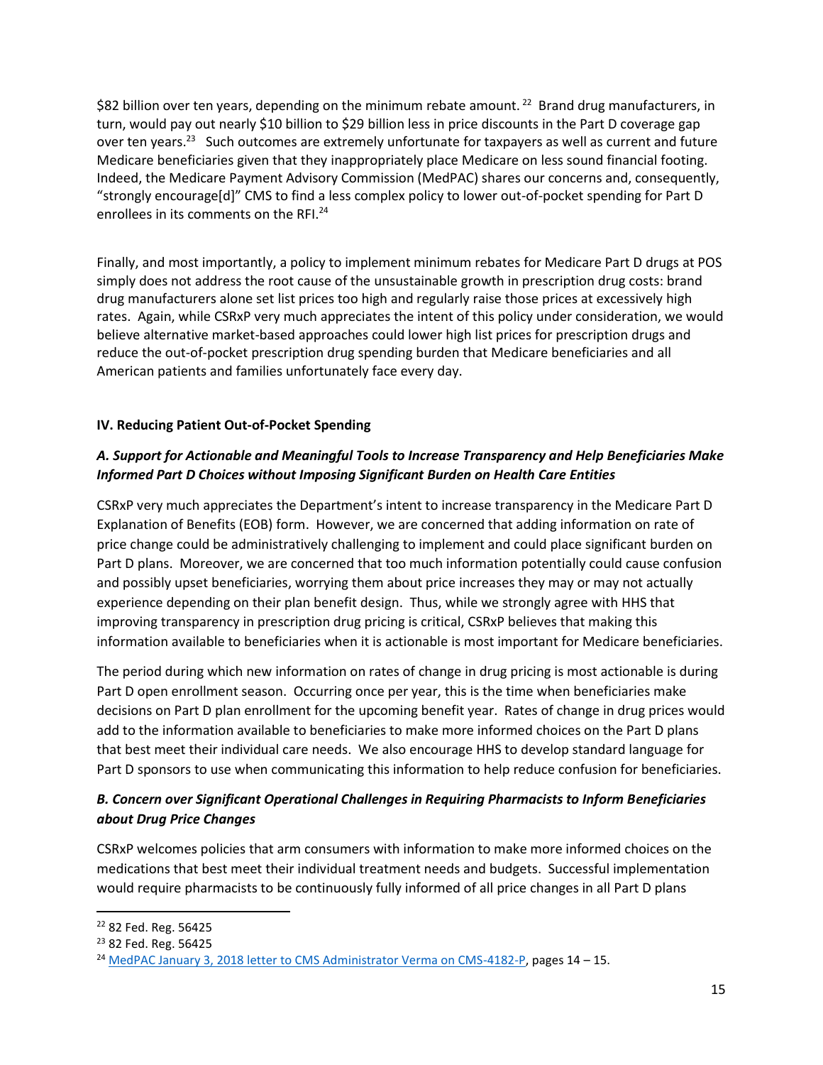$82 billion over ten years, depending on the minimum rebate amount. [22] Brand drug manufacturers, in turn, would pay out nearly $10 billion to $29 billion less in price discounts in the Part D coverage gap over ten years.[23] Such outcomes are extremely unfortunate for taxpayers as well as current and future Medicare beneficiaries given that they inappropriately place Medicare on less sound financial footing. Indeed, the Medicare Payment Advisory Commission (MedPAC) shares our concerns and, consequently, "strongly encourage[d]" CMS to find a less complex policy to lower out-of-pocket spending for Part D enrollees in its comments on the RFI.[24]

Finally, and most importantly, a policy to implement minimum rebates for Medicare Part D drugs at POS simply does not address the root cause of the unsustainable growth in prescription drug costs: brand drug manufacturers alone set list prices too high and regularly raise those prices at excessively high rates. Again, while CSRxP very much appreciates the intent of this policy under consideration, we would believe alternative market-based approaches could lower high list prices for prescription drugs and reduce the out-of-pocket prescription drug spending burden that Medicare beneficiaries and all American patients and families unfortunately face every day.

**IV. Reducing Patient Out-of-Pocket Spending**

***A. Support for Actionable and Meaningful Tools to Increase Transparency and Help Beneficiaries Make Informed Part D Choices without Imposing Significant Burden on Health Care Entities***

CSRxP very much appreciates the Department's intent to increase transparency in the Medicare Part D Explanation of Benefits (EOB) form. However, we are concerned that adding information on rate of price change could be administratively challenging to implement and could place significant burden on Part D plans. Moreover, we are concerned that too much information potentially could cause confusion and possibly upset beneficiaries, worrying them about price increases they may or may not actually experience depending on their plan benefit design. Thus, while we strongly agree with HHS that improving transparency in prescription drug pricing is critical, CSRxP believes that making this information available to beneficiaries when it is actionable is most important for Medicare beneficiaries.

The period during which new information on rates of change in drug pricing is most actionable is during Part D open enrollment season. Occurring once per year, this is the time when beneficiaries make decisions on Part D plan enrollment for the upcoming benefit year. Rates of change in drug prices would add to the information available to beneficiaries to make more informed choices on the Part D plans that best meet their individual care needs. We also encourage HHS to develop standard language for Part D sponsors to use when communicating this information to help reduce confusion for beneficiaries.

***B. Concern over Significant Operational Challenges in Requiring Pharmacists to Inform Beneficiaries about Drug Price Changes***

CSRxP welcomes policies that arm consumers with information to make more informed choices on the medications that best meet their individual treatment needs and budgets. Successful implementation would require pharmacists to be continuously fully informed of all price changes in all Part D plans

---

[22] 82 Fed. Reg. 56425

[23] 82 Fed. Reg. 56425

[24] MedPAC January 3, 2018 letter to CMS Administrator Verma on CMS-4182-P, pages 14 – 15.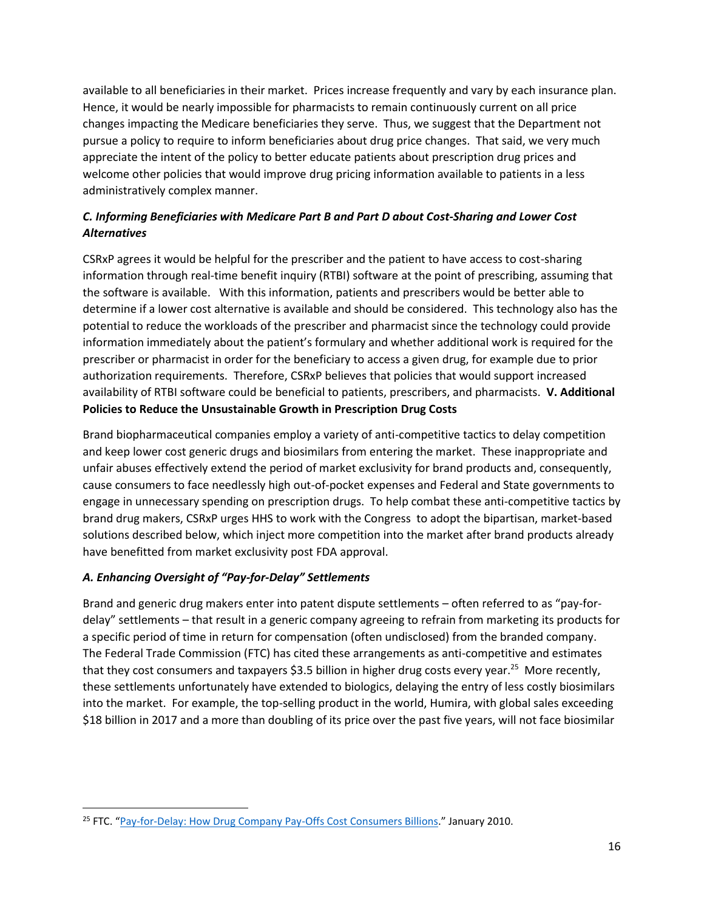available to all beneficiaries in their market. Prices increase frequently and vary by each insurance plan. Hence, it would be nearly impossible for pharmacists to remain continuously current on all price changes impacting the Medicare beneficiaries they serve. Thus, we suggest that the Department not pursue a policy to require to inform beneficiaries about drug price changes. That said, we very much appreciate the intent of the policy to better educate patients about prescription drug prices and welcome other policies that would improve drug pricing information available to patients in a less administratively complex manner.

### *C. Informing Beneficiaries with Medicare Part B and Part D about Cost-Sharing and Lower Cost Alternatives*

CSRxP agrees it would be helpful for the prescriber and the patient to have access to cost-sharing information through real-time benefit inquiry (RTBI) software at the point of prescribing, assuming that the software is available. With this information, patients and prescribers would be better able to determine if a lower cost alternative is available and should be considered. This technology also has the potential to reduce the workloads of the prescriber and pharmacist since the technology could provide information immediately about the patient's formulary and whether additional work is required for the prescriber or pharmacist in order for the beneficiary to access a given drug, for example due to prior authorization requirements. Therefore, CSRxP believes that policies that would support increased availability of RTBI software could be beneficial to patients, prescribers, and pharmacists.

## V. Additional Policies to Reduce the Unsustainable Growth in Prescription Drug Costs

Brand biopharmaceutical companies employ a variety of anti-competitive tactics to delay competition and keep lower cost generic drugs and biosimilars from entering the market. These inappropriate and unfair abuses effectively extend the period of market exclusivity for brand products and, consequently, cause consumers to face needlessly high out-of-pocket expenses and Federal and State governments to engage in unnecessary spending on prescription drugs. To help combat these anti-competitive tactics by brand drug makers, CSRxP urges HHS to work with the Congress to adopt the bipartisan, market-based solutions described below, which inject more competition into the market after brand products already have benefitted from market exclusivity post FDA approval.

### *A. Enhancing Oversight of "Pay-for-Delay" Settlements*

Brand and generic drug makers enter into patent dispute settlements – often referred to as "pay-for-delay" settlements – that result in a generic company agreeing to refrain from marketing its products for a specific period of time in return for compensation (often undisclosed) from the branded company. The Federal Trade Commission (FTC) has cited these arrangements as anti-competitive and estimates that they cost consumers and taxpayers $3.5 billion in higher drug costs every year.[25] More recently, these settlements unfortunately have extended to biologics, delaying the entry of less costly biosimilars into the market. For example, the top-selling product in the world, Humira, with global sales exceeding $18 billion in 2017 and a more than doubling of its price over the past five years, will not face biosimilar

---

[25] FTC. "Pay-for-Delay: How Drug Company Pay-Offs Cost Consumers Billions." January 2010.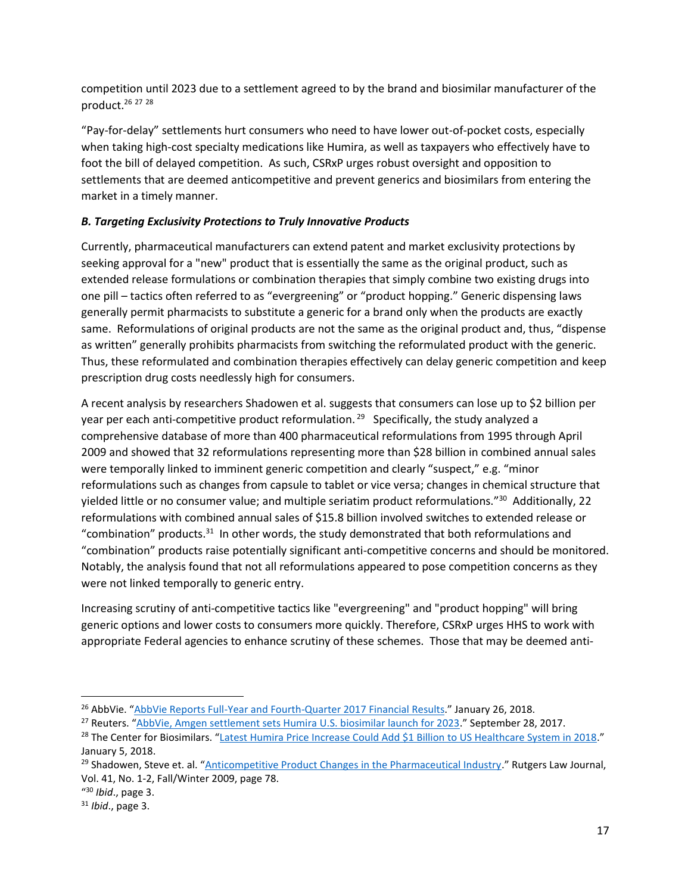competition until 2023 due to a settlement agreed to by the brand and biosimilar manufacturer of the product.[26] [27] [28]

"Pay-for-delay" settlements hurt consumers who need to have lower out-of-pocket costs, especially when taking high-cost specialty medications like Humira, as well as taxpayers who effectively have to foot the bill of delayed competition. As such, CSRxP urges robust oversight and opposition to settlements that are deemed anticompetitive and prevent generics and biosimilars from entering the market in a timely manner.

### *B. Targeting Exclusivity Protections to Truly Innovative Products*

Currently, pharmaceutical manufacturers can extend patent and market exclusivity protections by seeking approval for a "new" product that is essentially the same as the original product, such as extended release formulations or combination therapies that simply combine two existing drugs into one pill – tactics often referred to as "evergreening" or "product hopping." Generic dispensing laws generally permit pharmacists to substitute a generic for a brand only when the products are exactly same. Reformulations of original products are not the same as the original product and, thus, "dispense as written" generally prohibits pharmacists from switching the reformulated product with the generic. Thus, these reformulated and combination therapies effectively can delay generic competition and keep prescription drug costs needlessly high for consumers.

A recent analysis by researchers Shadowen et al. suggests that consumers can lose up to $2 billion per year per each anti-competitive product reformulation.[29] Specifically, the study analyzed a comprehensive database of more than 400 pharmaceutical reformulations from 1995 through April 2009 and showed that 32 reformulations representing more than $28 billion in combined annual sales were temporally linked to imminent generic competition and clearly "suspect," e.g. "minor reformulations such as changes from capsule to tablet or vice versa; changes in chemical structure that yielded little or no consumer value; and multiple seriatim product reformulations."[30] Additionally, 22 reformulations with combined annual sales of $15.8 billion involved switches to extended release or "combination" products.[31] In other words, the study demonstrated that both reformulations and "combination" products raise potentially significant anti-competitive concerns and should be monitored. Notably, the analysis found that not all reformulations appeared to pose competition concerns as they were not linked temporally to generic entry.

Increasing scrutiny of anti-competitive tactics like "evergreening" and "product hopping" will bring generic options and lower costs to consumers more quickly. Therefore, CSRxP urges HHS to work with appropriate Federal agencies to enhance scrutiny of these schemes. Those that may be deemed anti-

---

[26] AbbVie. "AbbVie Reports Full-Year and Fourth-Quarter 2017 Financial Results." January 26, 2018.

[27] Reuters. "AbbVie, Amgen settlement sets Humira U.S. biosimilar launch for 2023." September 28, 2017.

[28] The Center for Biosimilars. "Latest Humira Price Increase Could Add $1 Billion to US Healthcare System in 2018." January 5, 2018.

[29] Shadowen, Steve et. al. "Anticompetitive Product Changes in the Pharmaceutical Industry." Rutgers Law Journal, Vol. 41, No. 1-2, Fall/Winter 2009, page 78.

"[30] *Ibid*., page 3.

[31] *Ibid*., page 3.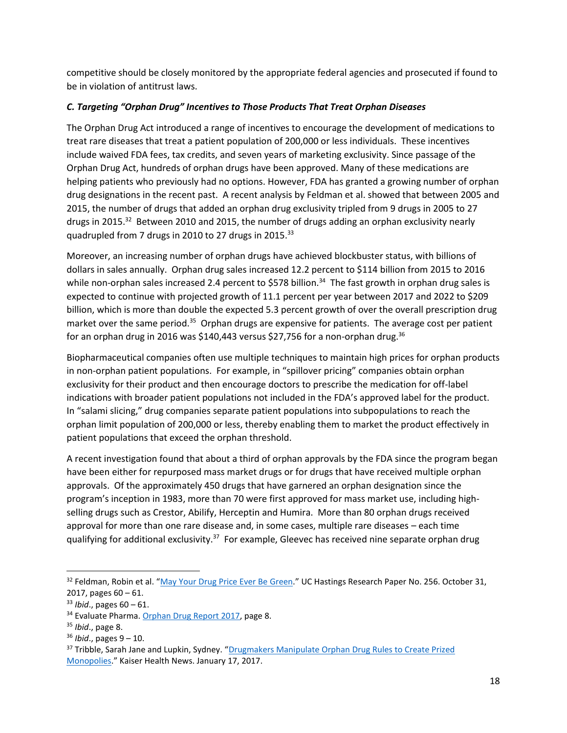competitive should be closely monitored by the appropriate federal agencies and prosecuted if found to be in violation of antitrust laws.

### *C. Targeting "Orphan Drug" Incentives to Those Products That Treat Orphan Diseases*

The Orphan Drug Act introduced a range of incentives to encourage the development of medications to treat rare diseases that treat a patient population of 200,000 or less individuals. These incentives include waived FDA fees, tax credits, and seven years of marketing exclusivity. Since passage of the Orphan Drug Act, hundreds of orphan drugs have been approved. Many of these medications are helping patients who previously had no options. However, FDA has granted a growing number of orphan drug designations in the recent past. A recent analysis by Feldman et al. showed that between 2005 and 2015, the number of drugs that added an orphan drug exclusivity tripled from 9 drugs in 2005 to 27 drugs in 2015.[32] Between 2010 and 2015, the number of drugs adding an orphan exclusivity nearly quadrupled from 7 drugs in 2010 to 27 drugs in 2015.[33]

Moreover, an increasing number of orphan drugs have achieved blockbuster status, with billions of dollars in sales annually. Orphan drug sales increased 12.2 percent to $114 billion from 2015 to 2016 while non-orphan sales increased 2.4 percent to $578 billion.[34] The fast growth in orphan drug sales is expected to continue with projected growth of 11.1 percent per year between 2017 and 2022 to $209 billion, which is more than double the expected 5.3 percent growth of over the overall prescription drug market over the same period.[35] Orphan drugs are expensive for patients. The average cost per patient for an orphan drug in 2016 was $140,443 versus $27,756 for a non-orphan drug.[36]

Biopharmaceutical companies often use multiple techniques to maintain high prices for orphan products in non-orphan patient populations. For example, in "spillover pricing" companies obtain orphan exclusivity for their product and then encourage doctors to prescribe the medication for off-label indications with broader patient populations not included in the FDA's approved label for the product. In "salami slicing," drug companies separate patient populations into subpopulations to reach the orphan limit population of 200,000 or less, thereby enabling them to market the product effectively in patient populations that exceed the orphan threshold.

A recent investigation found that about a third of orphan approvals by the FDA since the program began have been either for repurposed mass market drugs or for drugs that have received multiple orphan approvals. Of the approximately 450 drugs that have garnered an orphan designation since the program's inception in 1983, more than 70 were first approved for mass market use, including high-selling drugs such as Crestor, Abilify, Herceptin and Humira. More than 80 orphan drugs received approval for more than one rare disease and, in some cases, multiple rare diseases – each time qualifying for additional exclusivity.[37] For example, Gleevec has received nine separate orphan drug

---

[32] Feldman, Robin et al. "May Your Drug Price Ever Be Green." UC Hastings Research Paper No. 256. October 31, 2017, pages 60 – 61.

[33] *Ibid*., pages 60 – 61.

[34] Evaluate Pharma. Orphan Drug Report 2017, page 8.

[35] *Ibid*., page 8.

[36] *Ibid*., pages 9 – 10.

[37] Tribble, Sarah Jane and Lupkin, Sydney. "Drugmakers Manipulate Orphan Drug Rules to Create Prized Monopolies." Kaiser Health News. January 17, 2017.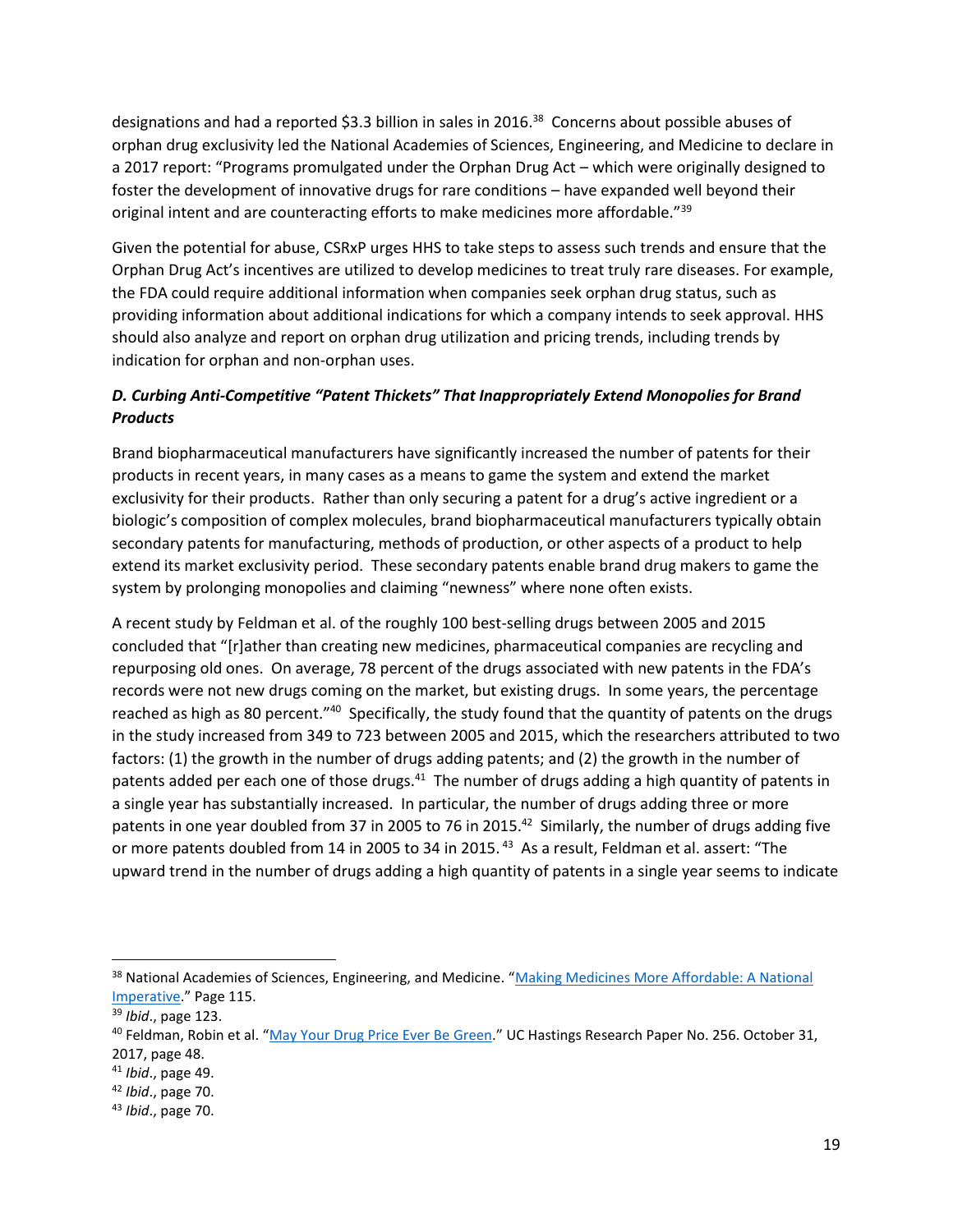designations and had a reported $3.3 billion in sales in 2016.[38] Concerns about possible abuses of orphan drug exclusivity led the National Academies of Sciences, Engineering, and Medicine to declare in a 2017 report: "Programs promulgated under the Orphan Drug Act – which were originally designed to foster the development of innovative drugs for rare conditions – have expanded well beyond their original intent and are counteracting efforts to make medicines more affordable."[39]

Given the potential for abuse, CSRxP urges HHS to take steps to assess such trends and ensure that the Orphan Drug Act's incentives are utilized to develop medicines to treat truly rare diseases. For example, the FDA could require additional information when companies seek orphan drug status, such as providing information about additional indications for which a company intends to seek approval. HHS should also analyze and report on orphan drug utilization and pricing trends, including trends by indication for orphan and non-orphan uses.

### *D. Curbing Anti-Competitive "Patent Thickets" That Inappropriately Extend Monopolies for Brand Products*

Brand biopharmaceutical manufacturers have significantly increased the number of patents for their products in recent years, in many cases as a means to game the system and extend the market exclusivity for their products. Rather than only securing a patent for a drug's active ingredient or a biologic's composition of complex molecules, brand biopharmaceutical manufacturers typically obtain secondary patents for manufacturing, methods of production, or other aspects of a product to help extend its market exclusivity period. These secondary patents enable brand drug makers to game the system by prolonging monopolies and claiming "newness" where none often exists.

A recent study by Feldman et al. of the roughly 100 best-selling drugs between 2005 and 2015 concluded that "[r]ather than creating new medicines, pharmaceutical companies are recycling and repurposing old ones. On average, 78 percent of the drugs associated with new patents in the FDA's records were not new drugs coming on the market, but existing drugs. In some years, the percentage reached as high as 80 percent."[40] Specifically, the study found that the quantity of patents on the drugs in the study increased from 349 to 723 between 2005 and 2015, which the researchers attributed to two factors: (1) the growth in the number of drugs adding patents; and (2) the growth in the number of patents added per each one of those drugs.[41] The number of drugs adding a high quantity of patents in a single year has substantially increased. In particular, the number of drugs adding three or more patents in one year doubled from 37 in 2005 to 76 in 2015.[42] Similarly, the number of drugs adding five or more patents doubled from 14 in 2005 to 34 in 2015.[43] As a result, Feldman et al. assert: "The upward trend in the number of drugs adding a high quantity of patents in a single year seems to indicate

---

[38] National Academies of Sciences, Engineering, and Medicine. "Making Medicines More Affordable: A National Imperative." Page 115.

[39] *Ibid*., page 123.

[40] Feldman, Robin et al. "May Your Drug Price Ever Be Green." UC Hastings Research Paper No. 256. October 31, 2017, page 48.

[41] *Ibid*., page 49.

[42] *Ibid*., page 70.

[43] *Ibid*., page 70.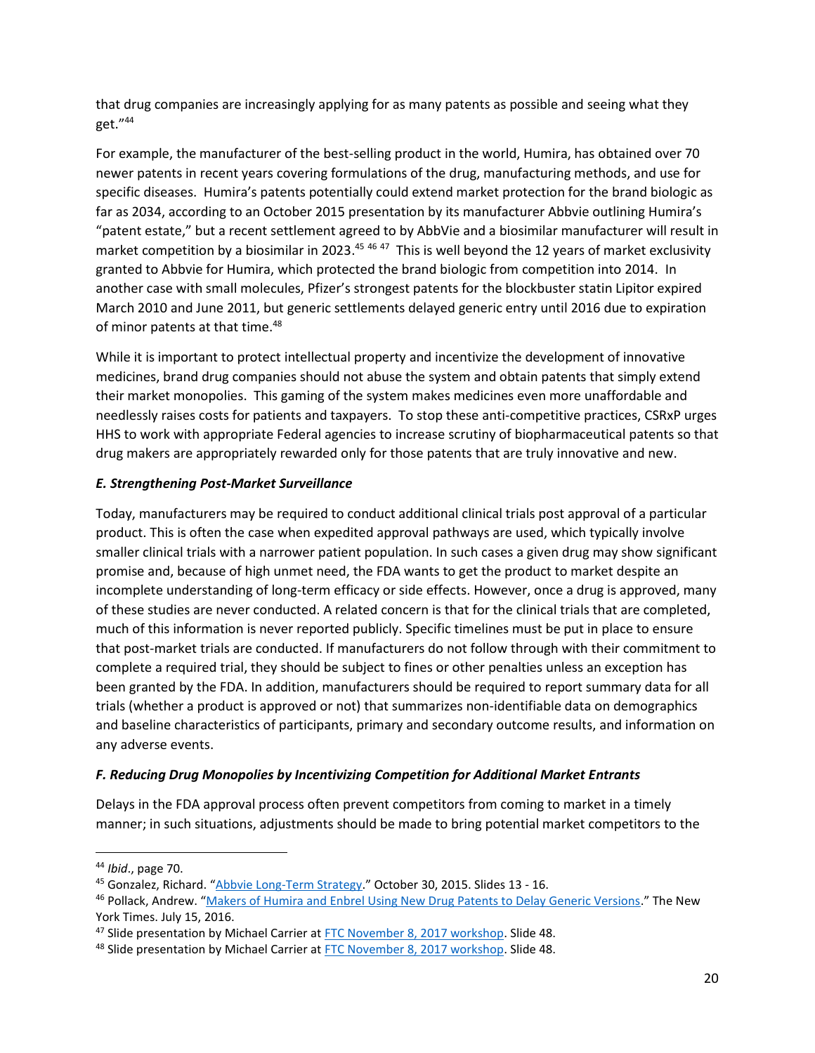that drug companies are increasingly applying for as many patents as possible and seeing what they get."[44]

For example, the manufacturer of the best-selling product in the world, Humira, has obtained over 70 newer patents in recent years covering formulations of the drug, manufacturing methods, and use for specific diseases. Humira's patents potentially could extend market protection for the brand biologic as far as 2034, according to an October 2015 presentation by its manufacturer Abbvie outlining Humira's "patent estate," but a recent settlement agreed to by AbbVie and a biosimilar manufacturer will result in market competition by a biosimilar in 2023.[45] [46] [47] This is well beyond the 12 years of market exclusivity granted to Abbvie for Humira, which protected the brand biologic from competition into 2014. In another case with small molecules, Pfizer's strongest patents for the blockbuster statin Lipitor expired March 2010 and June 2011, but generic settlements delayed generic entry until 2016 due to expiration of minor patents at that time.[48]

While it is important to protect intellectual property and incentivize the development of innovative medicines, brand drug companies should not abuse the system and obtain patents that simply extend their market monopolies. This gaming of the system makes medicines even more unaffordable and needlessly raises costs for patients and taxpayers. To stop these anti-competitive practices, CSRxP urges HHS to work with appropriate Federal agencies to increase scrutiny of biopharmaceutical patents so that drug makers are appropriately rewarded only for those patents that are truly innovative and new.

### *E. Strengthening Post-Market Surveillance*

Today, manufacturers may be required to conduct additional clinical trials post approval of a particular product. This is often the case when expedited approval pathways are used, which typically involve smaller clinical trials with a narrower patient population. In such cases a given drug may show significant promise and, because of high unmet need, the FDA wants to get the product to market despite an incomplete understanding of long-term efficacy or side effects. However, once a drug is approved, many of these studies are never conducted. A related concern is that for the clinical trials that are completed, much of this information is never reported publicly. Specific timelines must be put in place to ensure that post-market trials are conducted. If manufacturers do not follow through with their commitment to complete a required trial, they should be subject to fines or other penalties unless an exception has been granted by the FDA. In addition, manufacturers should be required to report summary data for all trials (whether a product is approved or not) that summarizes non-identifiable data on demographics and baseline characteristics of participants, primary and secondary outcome results, and information on any adverse events.

### *F. Reducing Drug Monopolies by Incentivizing Competition for Additional Market Entrants*

Delays in the FDA approval process often prevent competitors from coming to market in a timely manner; in such situations, adjustments should be made to bring potential market competitors to the

---

[44] *Ibid*., page 70.

[45] Gonzalez, Richard. "Abbvie Long-Term Strategy." October 30, 2015. Slides 13 - 16.

[46] Pollack, Andrew. "Makers of Humira and Enbrel Using New Drug Patents to Delay Generic Versions." The New York Times. July 15, 2016.

[47] Slide presentation by Michael Carrier at FTC November 8, 2017 workshop. Slide 48.

[48] Slide presentation by Michael Carrier at FTC November 8, 2017 workshop. Slide 48.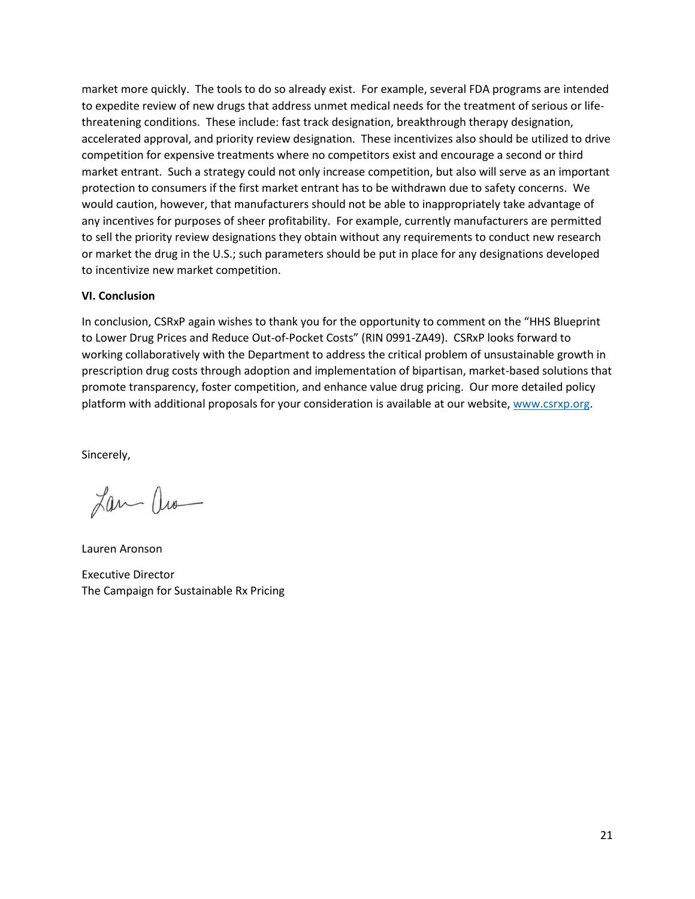market more quickly. The tools to do so already exist. For example, several FDA programs are intended to expedite review of new drugs that address unmet medical needs for the treatment of serious or life-threatening conditions. These include: fast track designation, breakthrough therapy designation, accelerated approval, and priority review designation. These incentivizes also should be utilized to drive competition for expensive treatments where no competitors exist and encourage a second or third market entrant. Such a strategy could not only increase competition, but also will serve as an important protection to consumers if the first market entrant has to be withdrawn due to safety concerns. We would caution, however, that manufacturers should not be able to inappropriately take advantage of any incentives for purposes of sheer profitability. For example, currently manufacturers are permitted to sell the priority review designations they obtain without any requirements to conduct new research or market the drug in the U.S.; such parameters should be put in place for any designations developed to incentivize new market competition.

### VI. Conclusion

In conclusion, CSRxP again wishes to thank you for the opportunity to comment on the "HHS Blueprint to Lower Drug Prices and Reduce Out-of-Pocket Costs" (RIN 0991-ZA49). CSRxP looks forward to working collaboratively with the Department to address the critical problem of unsustainable growth in prescription drug costs through adoption and implementation of bipartisan, market-based solutions that promote transparency, foster competition, and enhance value drug pricing. Our more detailed policy platform with additional proposals for your consideration is available at our website, www.csrxp.org.

Sincerely,

Lauren Aronson

Executive Director
The Campaign for Sustainable Rx Pricing